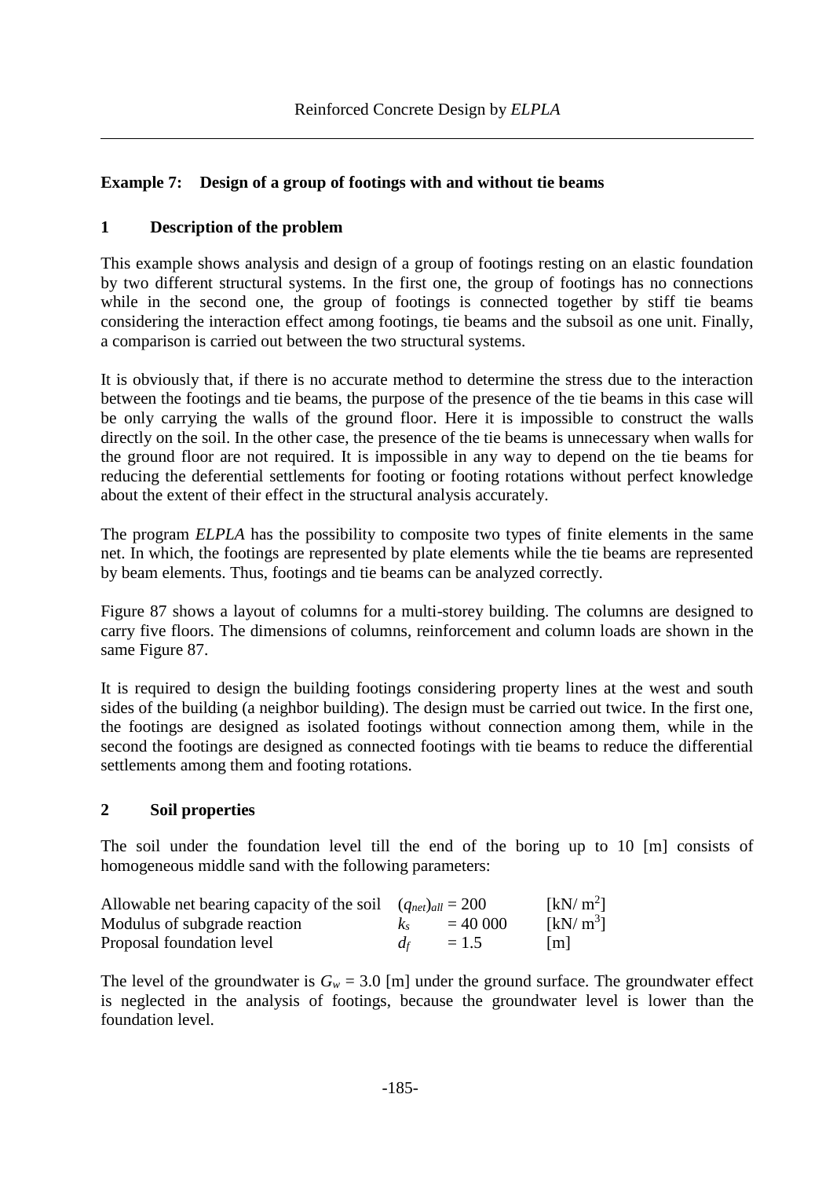## Example 7: Design of a group of footings with and without tie beams

### 1 Description of the problem

This example shows analysis and design of a group of footings resting on an elastic foundation by two different structural systems. In the first one, the group of footings has no connections while in the second one, the group of footings is connected together by stiff tie beams considering the interaction effect among footings, tie beams and the subsoil as one unit. Finally, a comparison is carried out between the two structural systems.

It is obviously that, if there is no accurate method to determine the stress due to the interaction between the footings and tie beams, the purpose of the presence of the tie beams in this case will be only carrying the walls of the ground floor. Here it is impossible to construct the walls directly on the soil. In the other case, the presence of the tie beams is unnecessary when walls for the ground floor are not required. It is impossible in any way to depend on the tie beams for reducing the deferential settlements for footing or footing rotations without perfect knowledge about the extent of their effect in the structural analysis accurately.

The program *ELPLA* has the possibility to composite two types of finite elements in the same net. In which, the footings are represented by plate elements while the tie beams are represented by beam elements. Thus, footings and tie beams can be analyzed correctly.

Figure 87 shows a layout of columns for a multi-storey building. The columns are designed to carry five floors. The dimensions of columns, reinforcement and column loads are shown in the same Figure 87.

It is required to design the building footings considering property lines at the west and south sides of the building (a neighbor building). The design must be carried out twice. In the first one, the footings are designed as isolated footings without connection among them, while in the second the footings are designed as connected footings with tie beams to reduce the differential settlements among them and footing rotations.

### 2 Soil properties

The soil under the foundation level till the end of the boring up to 10 [m] consists of homogeneous middle sand with the following parameters:

| | | |
|---|---|---|
| Allowable net bearing capacity of the soil | $(q_{net})_{all} = 200$ | [kN/ m$^2$] |
| Modulus of subgrade reaction | $k_s = 40\,000$ | [kN/ m$^3$] |
| Proposal foundation level | $d_f = 1.5$ | [m] |

The level of the groundwater is $G_w = 3.0$ [m] under the ground surface. The groundwater effect is neglected in the analysis of footings, because the groundwater level is lower than the foundation level.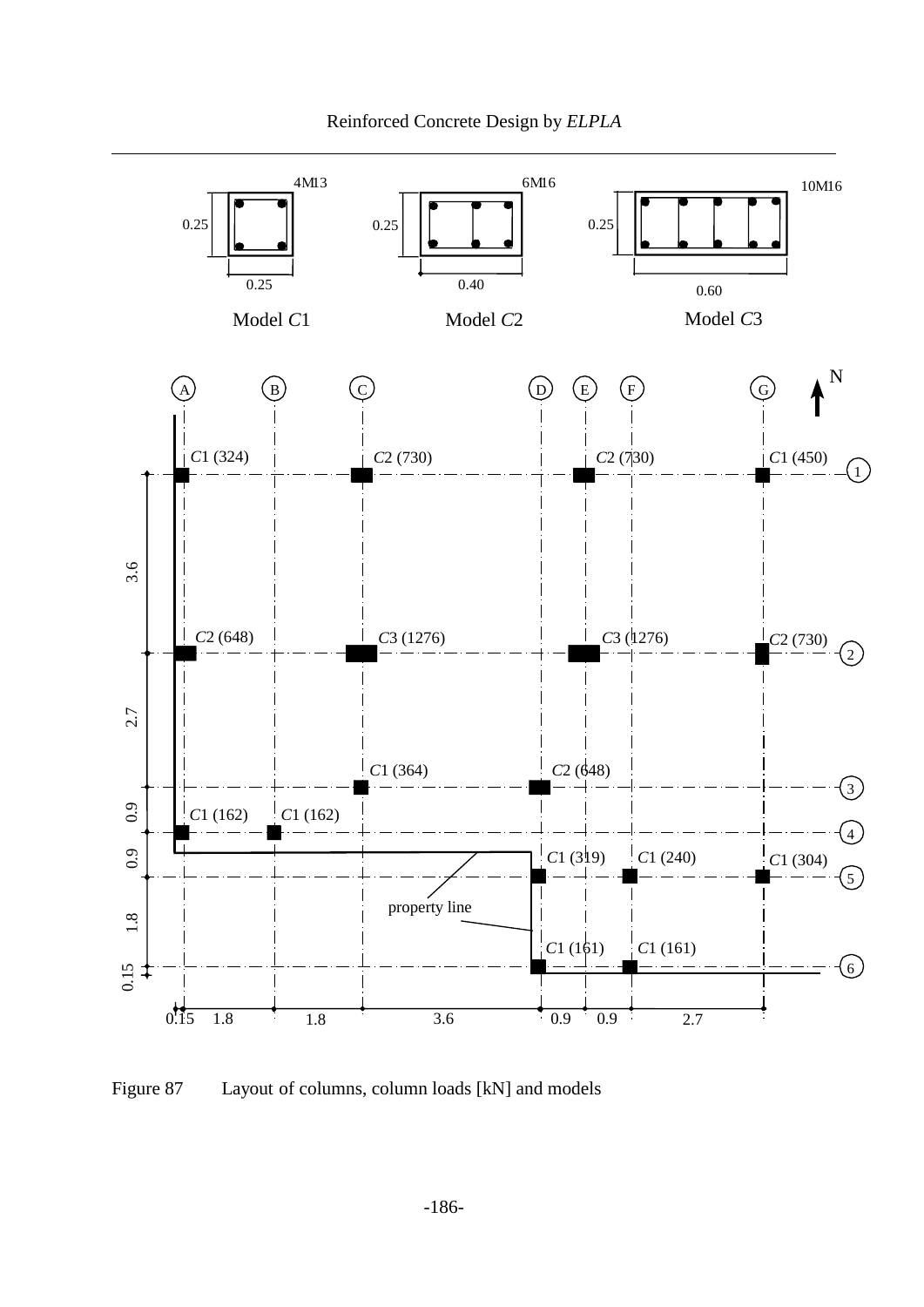Figure 87 Layout of columns, column loads [kN] and models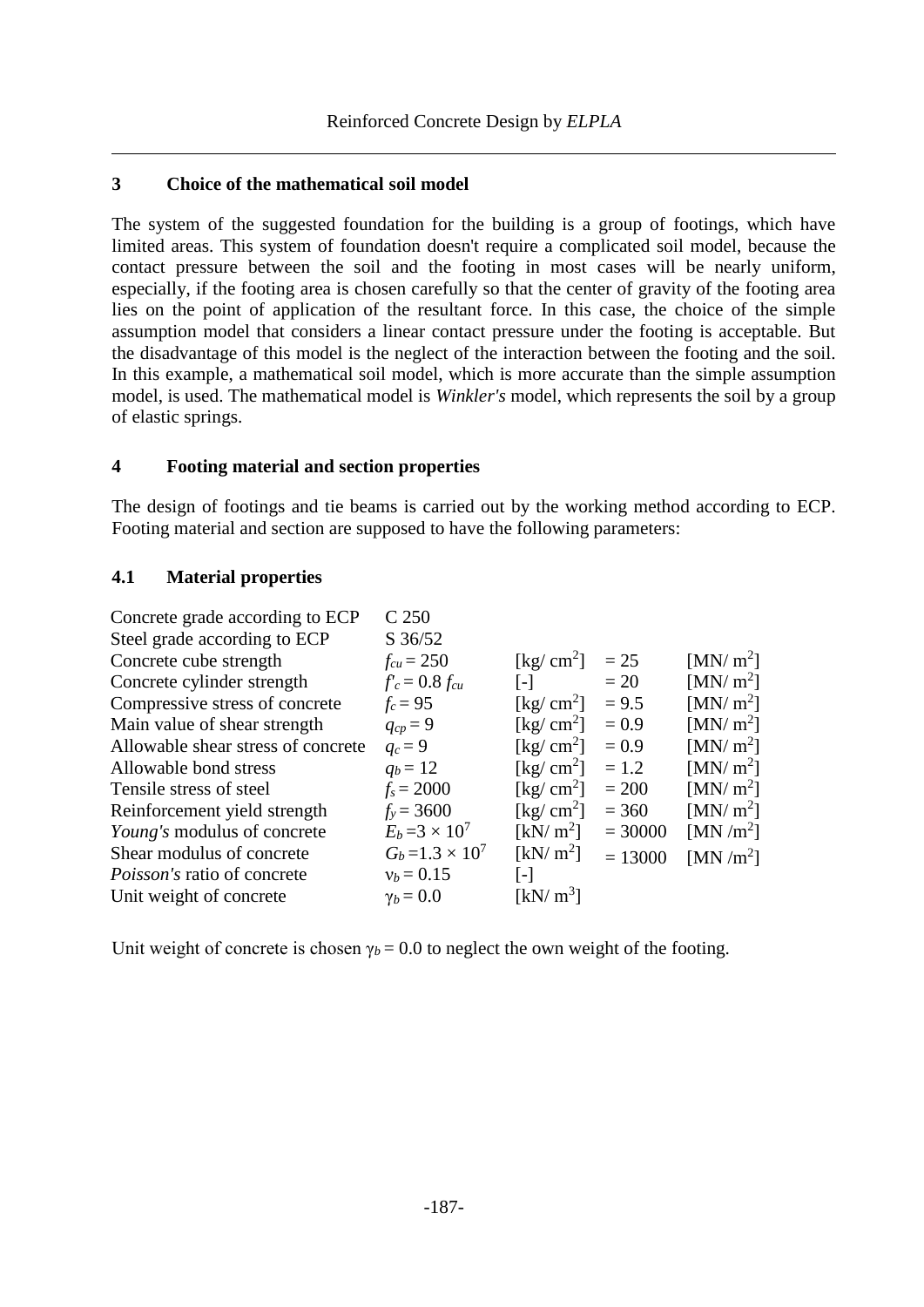## 3 Choice of the mathematical soil model

The system of the suggested foundation for the building is a group of footings, which have limited areas. This system of foundation doesn't require a complicated soil model, because the contact pressure between the soil and the footing in most cases will be nearly uniform, especially, if the footing area is chosen carefully so that the center of gravity of the footing area lies on the point of application of the resultant force. In this case, the choice of the simple assumption model that considers a linear contact pressure under the footing is acceptable. But the disadvantage of this model is the neglect of the interaction between the footing and the soil. In this example, a mathematical soil model, which is more accurate than the simple assumption model, is used. The mathematical model is *Winkler's* model, which represents the soil by a group of elastic springs.

## 4 Footing material and section properties

The design of footings and tie beams is carried out by the working method according to ECP. Footing material and section are supposed to have the following parameters:

### 4.1 Material properties

| | | | | |
|---|---|---|---|---|
| Concrete grade according to ECP | C 250 | | | |
| Steel grade according to ECP | S 36/52 | | | |
| Concrete cube strength | $f_{cu} = 250$ | [kg/ cm$^2$] | = 25 | [MN/ m$^2$] |
| Concrete cylinder strength | $f'_c = 0.8\ f_{cu}$ | [-] | = 20 | [MN/ m$^2$] |
| Compressive stress of concrete | $f_c = 95$ | [kg/ cm$^2$] | = 9.5 | [MN/ m$^2$] |
| Main value of shear strength | $q_{cp} = 9$ | [kg/ cm$^2$] | = 0.9 | [MN/ m$^2$] |
| Allowable shear stress of concrete | $q_c = 9$ | [kg/ cm$^2$] | = 0.9 | [MN/ m$^2$] |
| Allowable bond stress | $q_b = 12$ | [kg/ cm$^2$] | = 1.2 | [MN/ m$^2$] |
| Tensile stress of steel | $f_s = 2000$ | [kg/ cm$^2$] | = 200 | [MN/ m$^2$] |
| Reinforcement yield strength | $f_y = 3600$ | [kg/ cm$^2$] | = 360 | [MN/ m$^2$] |
| *Young's* modulus of concrete | $E_b = 3 \times 10^7$ | [kN/ m$^2$] | = 30000 | [MN /m$^2$] |
| Shear modulus of concrete | $G_b = 1.3 \times 10^7$ | [kN/ m$^2$] | = 13000 | [MN /m$^2$] |
| *Poisson's* ratio of concrete | $\nu_b = 0.15$ | [-] | | |
| Unit weight of concrete | $\gamma_b = 0.0$ | [kN/ m$^3$] | | |

Unit weight of concrete is chosen $\gamma_b = 0.0$ to neglect the own weight of the footing.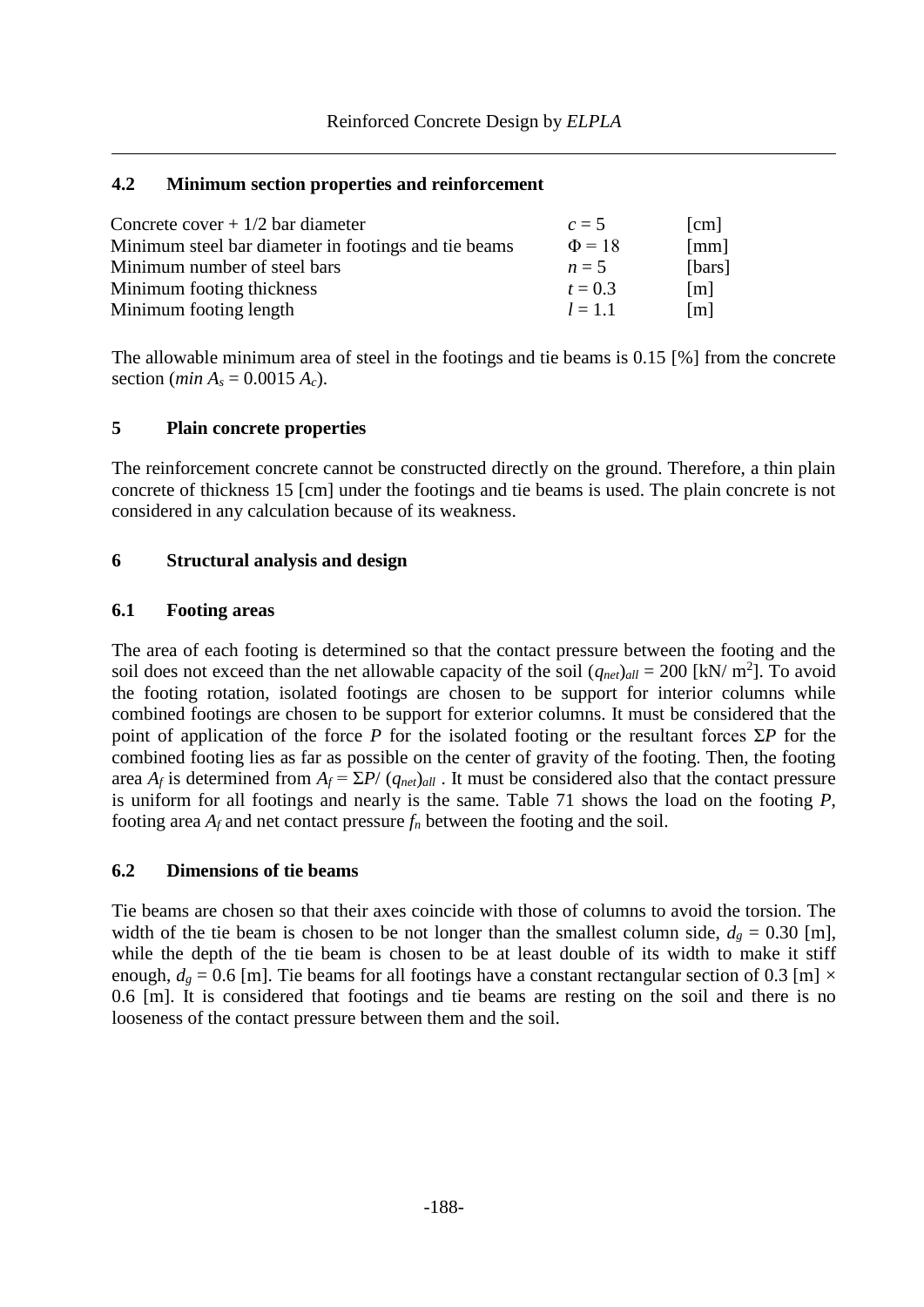### 4.2 Minimum section properties and reinforcement

| | | |
|---|---|---|
| Concrete cover + 1/2 bar diameter | $c = 5$ | [cm] |
| Minimum steel bar diameter in footings and tie beams | $\Phi = 18$ | [mm] |
| Minimum number of steel bars | $n = 5$ | [bars] |
| Minimum footing thickness | $t = 0.3$ | [m] |
| Minimum footing length | $l = 1.1$ | [m] |

The allowable minimum area of steel in the footings and tie beams is 0.15 [%] from the concrete section ($min\ A_s = 0.0015\ A_c$).

## 5 Plain concrete properties

The reinforcement concrete cannot be constructed directly on the ground. Therefore, a thin plain concrete of thickness 15 [cm] under the footings and tie beams is used. The plain concrete is not considered in any calculation because of its weakness.

## 6 Structural analysis and design

### 6.1 Footing areas

The area of each footing is determined so that the contact pressure between the footing and the soil does not exceed than the net allowable capacity of the soil $(q_{net})_{all} = 200$ [kN/ m$^2$]. To avoid the footing rotation, isolated footings are chosen to be support for interior columns while combined footings are chosen to be support for exterior columns. It must be considered that the point of application of the force $P$ for the isolated footing or the resultant forces $\Sigma P$ for the combined footing lies as far as possible on the center of gravity of the footing. Then, the footing area $A_f$ is determined from $A_f = \Sigma P/\ (q_{net})_{all}$ . It must be considered also that the contact pressure is uniform for all footings and nearly is the same. Table 71 shows the load on the footing $P$, footing area $A_f$ and net contact pressure $f_n$ between the footing and the soil.

### 6.2 Dimensions of tie beams

Tie beams are chosen so that their axes coincide with those of columns to avoid the torsion. The width of the tie beam is chosen to be not longer than the smallest column side, $d_g = 0.30$ [m], while the depth of the tie beam is chosen to be at least double of its width to make it stiff enough, $d_g = 0.6$ [m]. Tie beams for all footings have a constant rectangular section of 0.3 [m] × 0.6 [m]. It is considered that footings and tie beams are resting on the soil and there is no looseness of the contact pressure between them and the soil.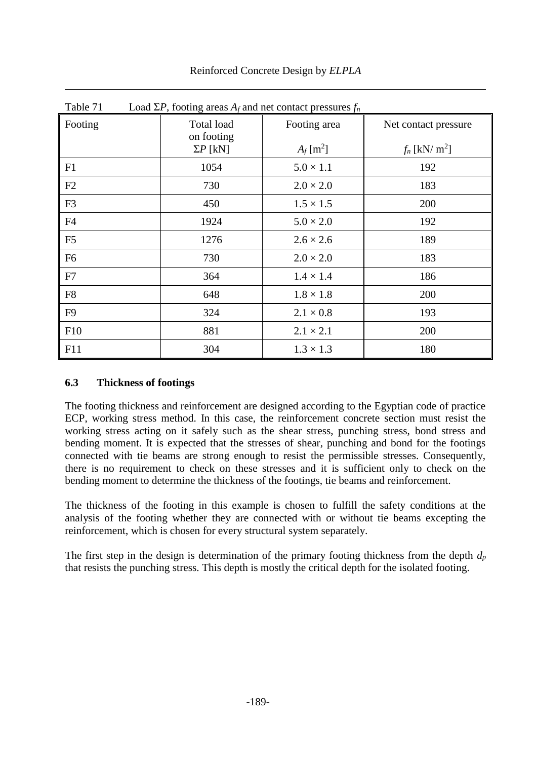Table 71 Load $\Sigma P$, footing areas $A_f$ and net contact pressures $f_n$

| Footing | Total load on footing $\Sigma P$ [kN] | Footing area $A_f$ [m$^2$] | Net contact pressure $f_n$ [kN/ m$^2$] |
|---|---|---|---|
| F1 | 1054 | $5.0 \times 1.1$ | 192 |
| F2 | 730 | $2.0 \times 2.0$ | 183 |
| F3 | 450 | $1.5 \times 1.5$ | 200 |
| F4 | 1924 | $5.0 \times 2.0$ | 192 |
| F5 | 1276 | $2.6 \times 2.6$ | 189 |
| F6 | 730 | $2.0 \times 2.0$ | 183 |
| F7 | 364 | $1.4 \times 1.4$ | 186 |
| F8 | 648 | $1.8 \times 1.8$ | 200 |
| F9 | 324 | $2.1 \times 0.8$ | 193 |
| F10 | 881 | $2.1 \times 2.1$ | 200 |
| F11 | 304 | $1.3 \times 1.3$ | 180 |

### 6.3 Thickness of footings

The footing thickness and reinforcement are designed according to the Egyptian code of practice ECP, working stress method. In this case, the reinforcement concrete section must resist the working stress acting on it safely such as the shear stress, punching stress, bond stress and bending moment. It is expected that the stresses of shear, punching and bond for the footings connected with tie beams are strong enough to resist the permissible stresses. Consequently, there is no requirement to check on these stresses and it is sufficient only to check on the bending moment to determine the thickness of the footings, tie beams and reinforcement.

The thickness of the footing in this example is chosen to fulfill the safety conditions at the analysis of the footing whether they are connected with or without tie beams excepting the reinforcement, which is chosen for every structural system separately.

The first step in the design is determination of the primary footing thickness from the depth $d_p$ that resists the punching stress. This depth is mostly the critical depth for the isolated footing.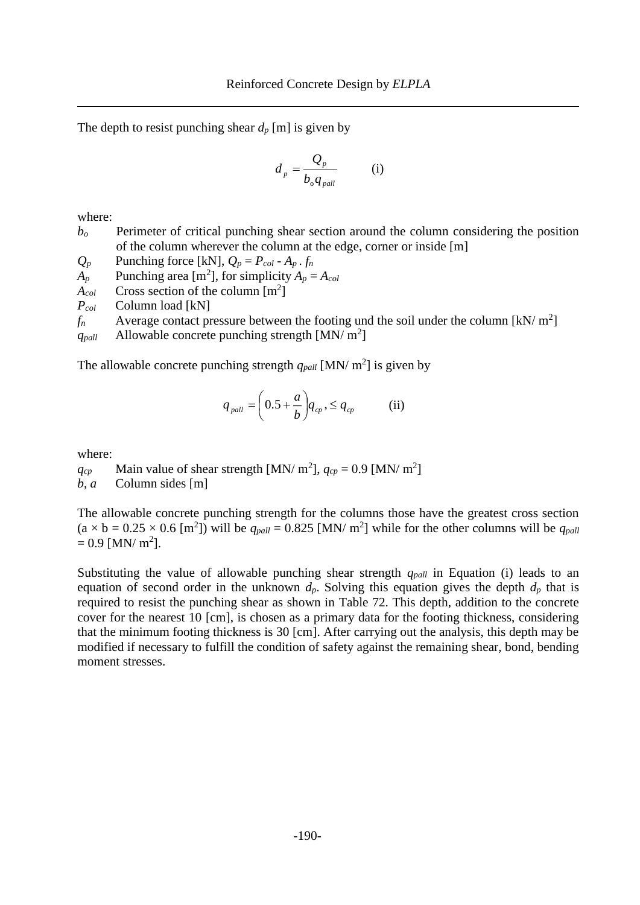The depth to resist punching shear $d_p$ [m] is given by

$$d_p = \frac{Q_p}{b_o q_{pall}} \qquad \text{(i)}$$

where:

- $b_o$ Perimeter of critical punching shear section around the column considering the position of the column wherever the column at the edge, corner or inside [m]
- $Q_p$ Punching force [kN], $Q_p = P_{col} - A_p \, . \, f_n$
- $A_p$ Punching area [m$^2$], for simplicity $A_p = A_{col}$
- $A_{col}$ Cross section of the column [m$^2$]
- $P_{col}$ Column load [kN]
- $f_n$ Average contact pressure between the footing und the soil under the column [kN/ m$^2$]
- $q_{pall}$ Allowable concrete punching strength [MN/ m$^2$]

The allowable concrete punching strength $q_{pall}$ [MN/ m$^2$] is given by

$$q_{pall} = \left(0.5 + \frac{a}{b}\right) q_{cp}, \leq q_{cp} \qquad \text{(ii)}$$

where:

- $q_{cp}$ Main value of shear strength [MN/ m$^2$], $q_{cp} = 0.9$ [MN/ m$^2$]
- $b$, $a$ Column sides [m]

The allowable concrete punching strength for the columns those have the greatest cross section ($a \times b = 0.25 \times 0.6$ [m$^2$]) will be $q_{pall} = 0.825$ [MN/ m$^2$] while for the other columns will be $q_{pall} = 0.9$ [MN/ m$^2$].

Substituting the value of allowable punching shear strength $q_{pall}$ in Equation (i) leads to an equation of second order in the unknown $d_p$. Solving this equation gives the depth $d_p$ that is required to resist the punching shear as shown in Table 72. This depth, addition to the concrete cover for the nearest 10 [cm], is chosen as a primary data for the footing thickness, considering that the minimum footing thickness is 30 [cm]. After carrying out the analysis, this depth may be modified if necessary to fulfill the condition of safety against the remaining shear, bond, bending moment stresses.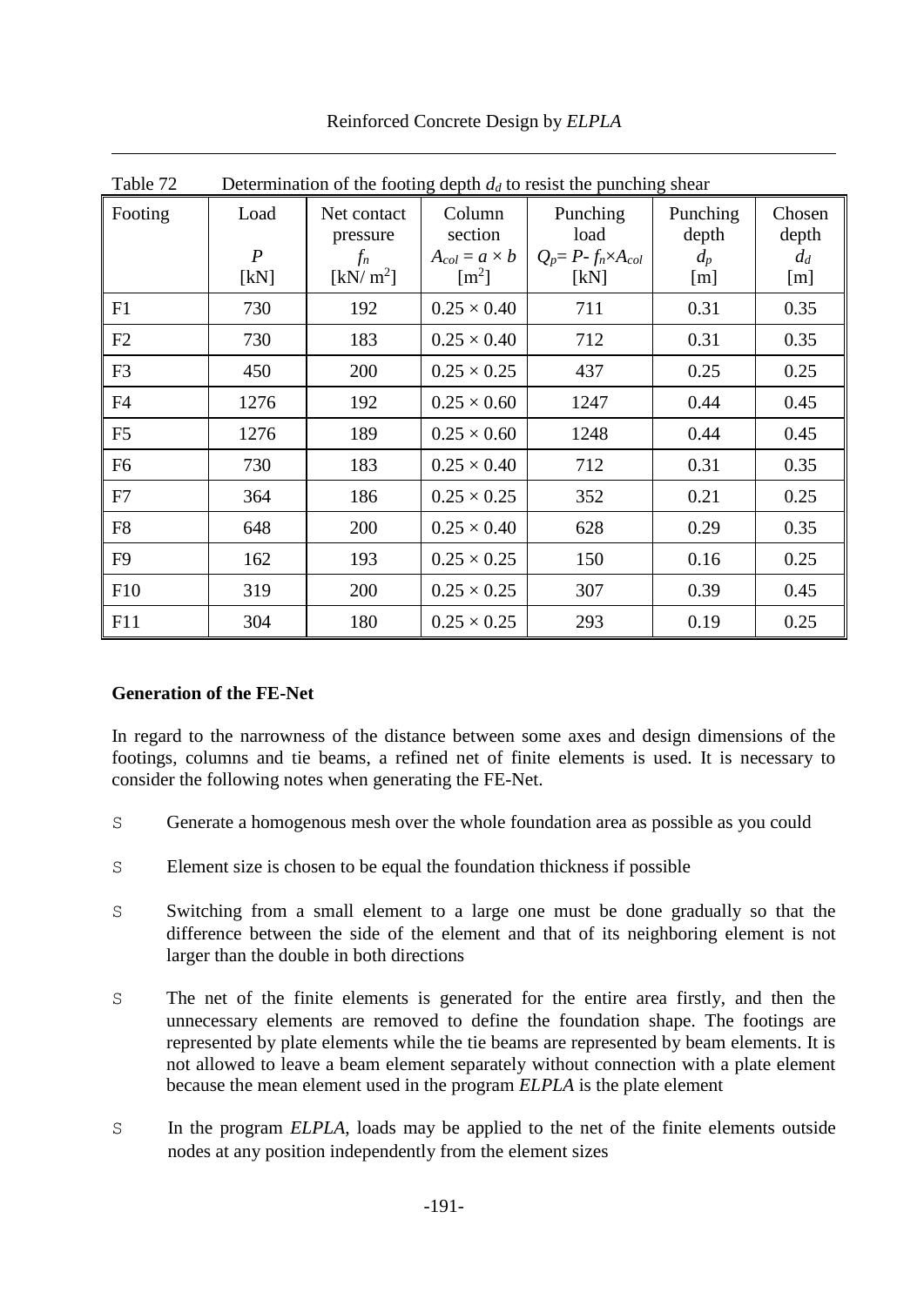Table 72 Determination of the footing depth $d_d$ to resist the punching shear

| Footing | Load $P$ [kN] | Net contact pressure $f_n$ [kN/ m$^2$] | Column section $A_{col} = a \times b$ [m$^2$] | Punching load $Q_p= P- f_n \times A_{col}$ [kN] | Punching depth $d_p$ [m] | Chosen depth $d_d$ [m] |
|---|---|---|---|---|---|---|
| F1 | 730 | 192 | $0.25 \times 0.40$ | 711 | 0.31 | 0.35 |
| F2 | 730 | 183 | $0.25 \times 0.40$ | 712 | 0.31 | 0.35 |
| F3 | 450 | 200 | $0.25 \times 0.25$ | 437 | 0.25 | 0.25 |
| F4 | 1276 | 192 | $0.25 \times 0.60$ | 1247 | 0.44 | 0.45 |
| F5 | 1276 | 189 | $0.25 \times 0.60$ | 1248 | 0.44 | 0.45 |
| F6 | 730 | 183 | $0.25 \times 0.40$ | 712 | 0.31 | 0.35 |
| F7 | 364 | 186 | $0.25 \times 0.25$ | 352 | 0.21 | 0.25 |
| F8 | 648 | 200 | $0.25 \times 0.40$ | 628 | 0.29 | 0.35 |
| F9 | 162 | 193 | $0.25 \times 0.25$ | 150 | 0.16 | 0.25 |
| F10 | 319 | 200 | $0.25 \times 0.25$ | 307 | 0.39 | 0.45 |
| F11 | 304 | 180 | $0.25 \times 0.25$ | 293 | 0.19 | 0.25 |

**Generation of the FE-Net**

In regard to the narrowness of the distance between some axes and design dimensions of the footings, columns and tie beams, a refined net of finite elements is used. It is necessary to consider the following notes when generating the FE-Net.

- Generate a homogenous mesh over the whole foundation area as possible as you could
- Element size is chosen to be equal the foundation thickness if possible
- Switching from a small element to a large one must be done gradually so that the difference between the side of the element and that of its neighboring element is not larger than the double in both directions
- The net of the finite elements is generated for the entire area firstly, and then the unnecessary elements are removed to define the foundation shape. The footings are represented by plate elements while the tie beams are represented by beam elements. It is not allowed to leave a beam element separately without connection with a plate element because the mean element used in the program *ELPLA* is the plate element
- In the program *ELPLA*, loads may be applied to the net of the finite elements outside nodes at any position independently from the element sizes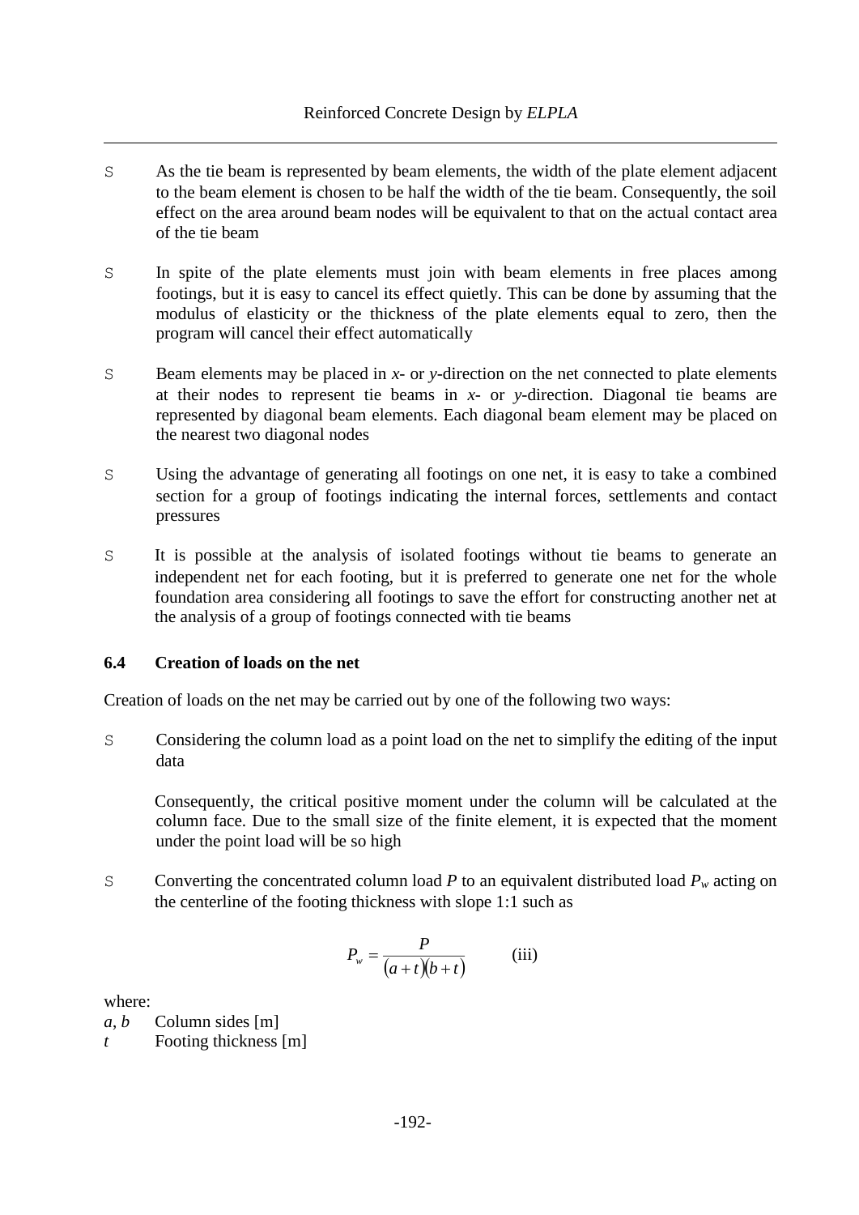- As the tie beam is represented by beam elements, the width of the plate element adjacent to the beam element is chosen to be half the width of the tie beam. Consequently, the soil effect on the area around beam nodes will be equivalent to that on the actual contact area of the tie beam

- In spite of the plate elements must join with beam elements in free places among footings, but it is easy to cancel its effect quietly. This can be done by assuming that the modulus of elasticity or the thickness of the plate elements equal to zero, then the program will cancel their effect automatically

- Beam elements may be placed in *x*- or *y*-direction on the net connected to plate elements at their nodes to represent tie beams in *x*- or *y*-direction. Diagonal tie beams are represented by diagonal beam elements. Each diagonal beam element may be placed on the nearest two diagonal nodes

- Using the advantage of generating all footings on one net, it is easy to take a combined section for a group of footings indicating the internal forces, settlements and contact pressures

- It is possible at the analysis of isolated footings without tie beams to generate an independent net for each footing, but it is preferred to generate one net for the whole foundation area considering all footings to save the effort for constructing another net at the analysis of a group of footings connected with tie beams

### 6.4 Creation of loads on the net

Creation of loads on the net may be carried out by one of the following two ways:

- Considering the column load as a point load on the net to simplify the editing of the input data

  Consequently, the critical positive moment under the column will be calculated at the column face. Due to the small size of the finite element, it is expected that the moment under the point load will be so high

- Converting the concentrated column load $P$ to an equivalent distributed load $P_w$ acting on the centerline of the footing thickness with slope 1:1 such as

$$P_w = \frac{P}{(a+t)(b+t)} \qquad \text{(iii)}$$

where:

$a$, $b$ Column sides [m]

$t$ Footing thickness [m]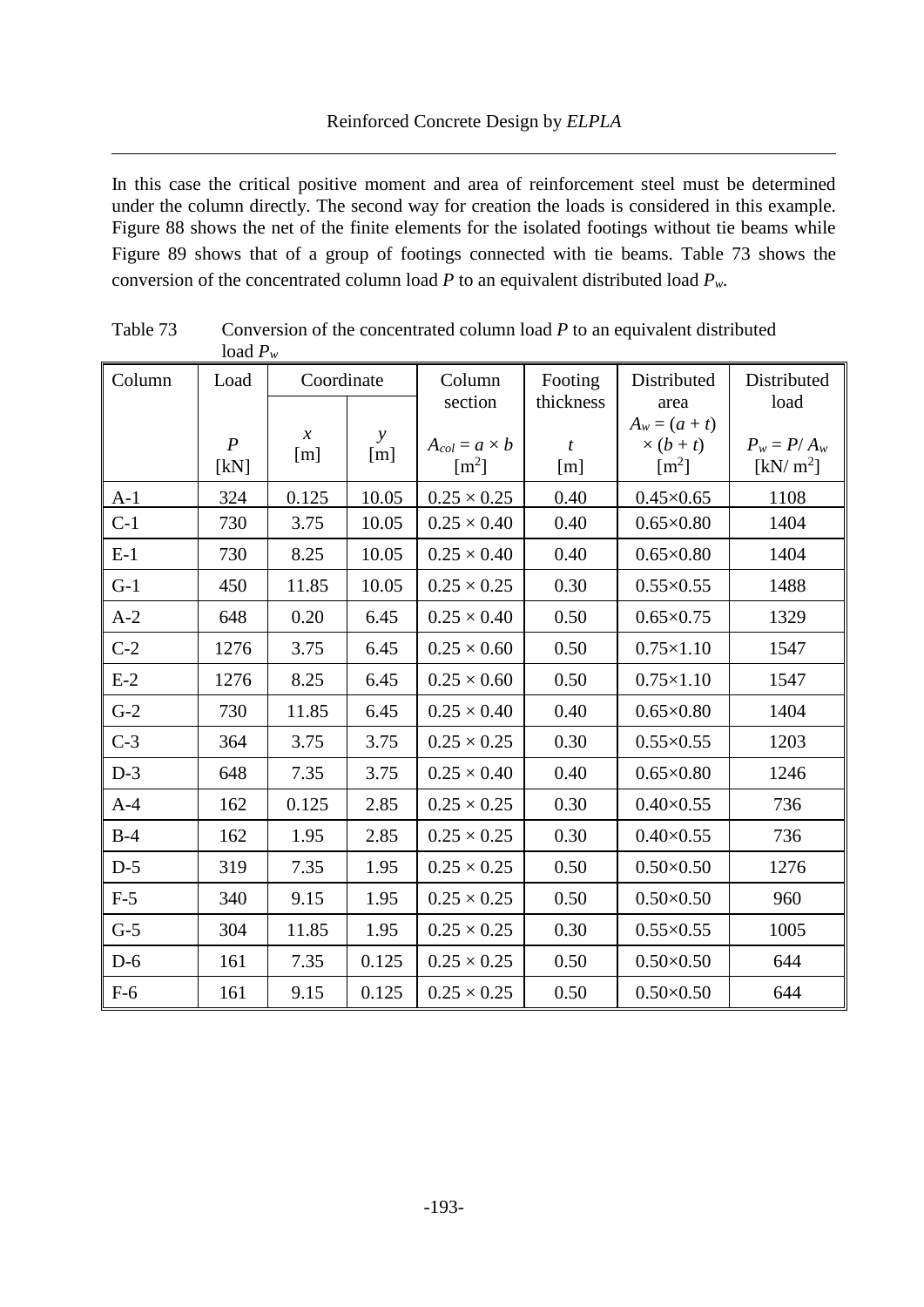In this case the critical positive moment and area of reinforcement steel must be determined under the column directly. The second way for creation the loads is considered in this example. Figure 88 shows the net of the finite elements for the isolated footings without tie beams while Figure 89 shows that of a group of footings connected with tie beams. Table 73 shows the conversion of the concentrated column load $P$ to an equivalent distributed load $P_w$.

Table 73 Conversion of the concentrated column load $P$ to an equivalent distributed load $P_w$

| Column | Load | Coordinate | | Column section | Footing thickness | Distributed area | Distributed load |
|---|---|---|---|---|---|---|---|
| | $P$ [kN] | $x$ [m] | $y$ [m] | $A_{col} = a \times b$ [m$^2$] | $t$ [m] | $A_w = (a + t) \times (b + t)$ [m$^2$] | $P_w = P/ A_w$ [kN/ m$^2$] |
| A-1 | 324 | 0.125 | 10.05 | 0.25 × 0.25 | 0.40 | 0.45×0.65 | 1108 |
| C-1 | 730 | 3.75 | 10.05 | 0.25 × 0.40 | 0.40 | 0.65×0.80 | 1404 |
| E-1 | 730 | 8.25 | 10.05 | 0.25 × 0.40 | 0.40 | 0.65×0.80 | 1404 |
| G-1 | 450 | 11.85 | 10.05 | 0.25 × 0.25 | 0.30 | 0.55×0.55 | 1488 |
| A-2 | 648 | 0.20 | 6.45 | 0.25 × 0.40 | 0.50 | 0.65×0.75 | 1329 |
| C-2 | 1276 | 3.75 | 6.45 | 0.25 × 0.60 | 0.50 | 0.75×1.10 | 1547 |
| E-2 | 1276 | 8.25 | 6.45 | 0.25 × 0.60 | 0.50 | 0.75×1.10 | 1547 |
| G-2 | 730 | 11.85 | 6.45 | 0.25 × 0.40 | 0.40 | 0.65×0.80 | 1404 |
| C-3 | 364 | 3.75 | 3.75 | 0.25 × 0.25 | 0.30 | 0.55×0.55 | 1203 |
| D-3 | 648 | 7.35 | 3.75 | 0.25 × 0.40 | 0.40 | 0.65×0.80 | 1246 |
| A-4 | 162 | 0.125 | 2.85 | 0.25 × 0.25 | 0.30 | 0.40×0.55 | 736 |
| B-4 | 162 | 1.95 | 2.85 | 0.25 × 0.25 | 0.30 | 0.40×0.55 | 736 |
| D-5 | 319 | 7.35 | 1.95 | 0.25 × 0.25 | 0.50 | 0.50×0.50 | 1276 |
| F-5 | 340 | 9.15 | 1.95 | 0.25 × 0.25 | 0.50 | 0.50×0.50 | 960 |
| G-5 | 304 | 11.85 | 1.95 | 0.25 × 0.25 | 0.30 | 0.55×0.55 | 1005 |
| D-6 | 161 | 7.35 | 0.125 | 0.25 × 0.25 | 0.50 | 0.50×0.50 | 644 |
| F-6 | 161 | 9.15 | 0.125 | 0.25 × 0.25 | 0.50 | 0.50×0.50 | 644 |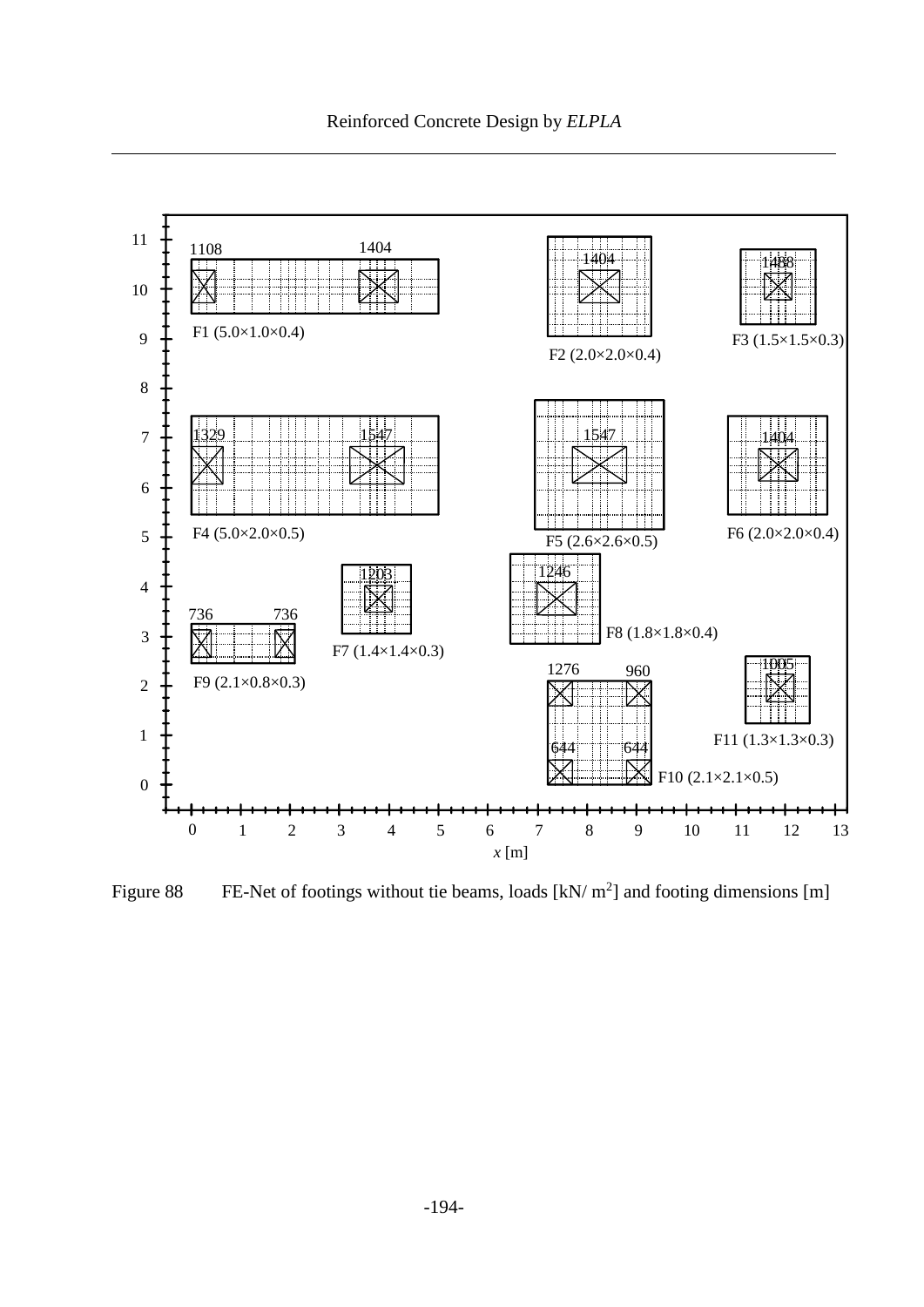Figure 88 FE-Net of footings without tie beams, loads [kN/ m²] and footing dimensions [m]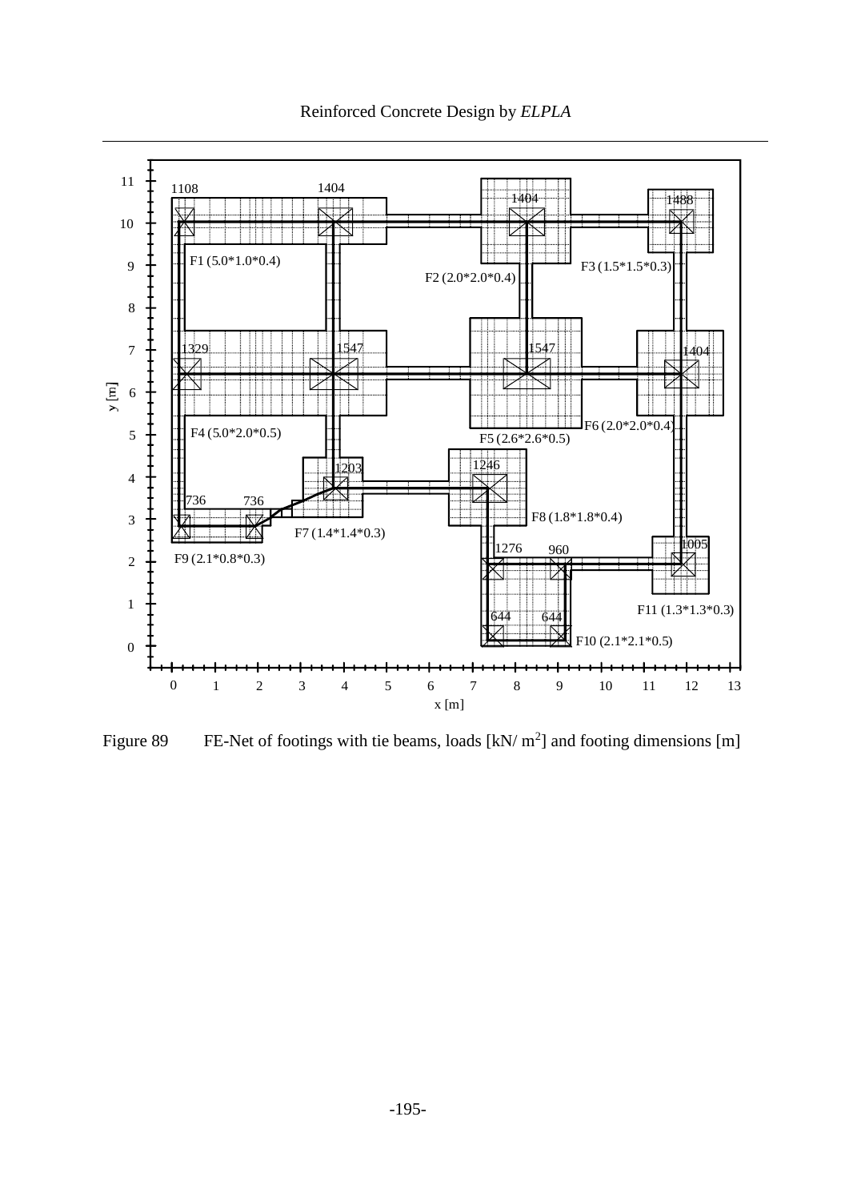Figure 89 FE-Net of footings with tie beams, loads [kN/ $m^2$] and footing dimensions [m]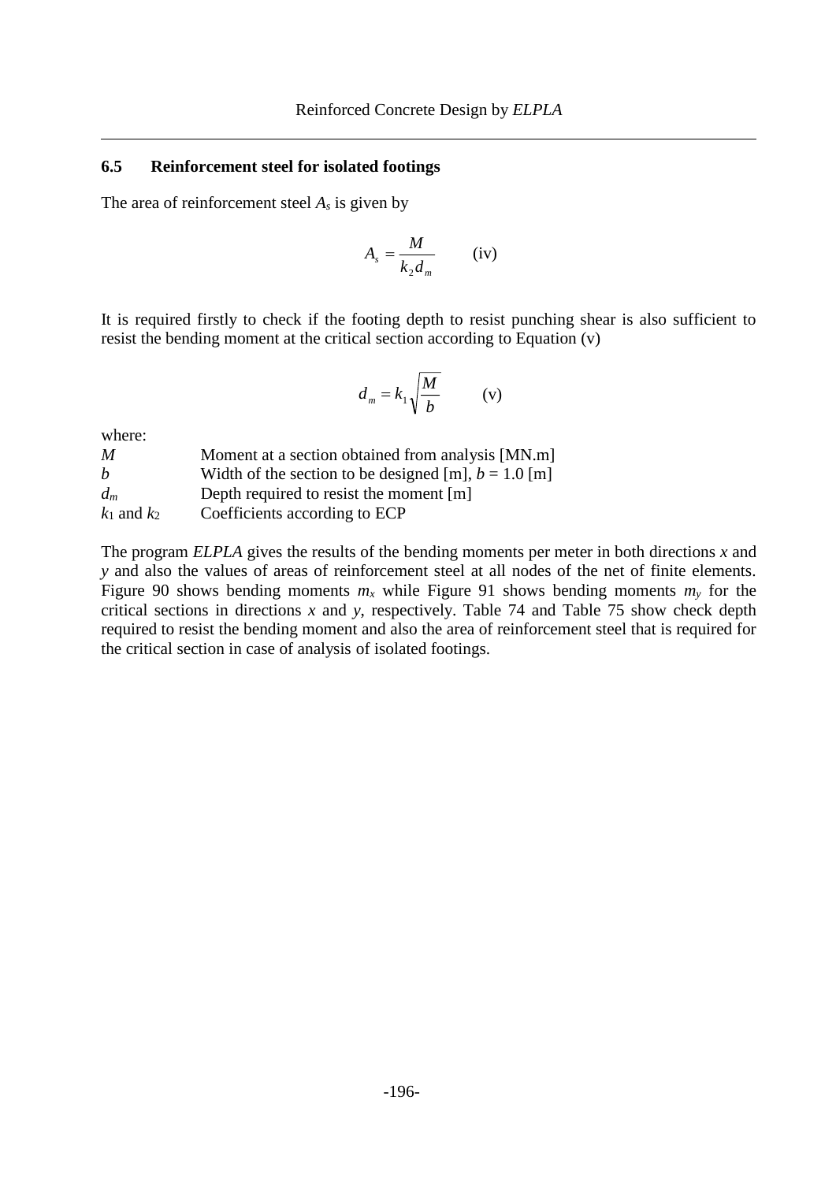## 6.5 Reinforcement steel for isolated footings

The area of reinforcement steel $A_s$ is given by

$$A_s = \frac{M}{k_2 d_m} \qquad \text{(iv)}$$

It is required firstly to check if the footing depth to resist punching shear is also sufficient to resist the bending moment at the critical section according to Equation (v)

$$d_m = k_1 \sqrt{\frac{M}{b}} \qquad \text{(v)}$$

where:

| | |
|---|---|
| $M$ | Moment at a section obtained from analysis [MN.m] |
| $b$ | Width of the section to be designed [m], $b = 1.0$ [m] |
| $d_m$ | Depth required to resist the moment [m] |
| $k_1$ and $k_2$ | Coefficients according to ECP |

The program *ELPLA* gives the results of the bending moments per meter in both directions $x$ and $y$ and also the values of areas of reinforcement steel at all nodes of the net of finite elements. Figure 90 shows bending moments $m_x$ while Figure 91 shows bending moments $m_y$ for the critical sections in directions $x$ and $y$, respectively. Table 74 and Table 75 show check depth required to resist the bending moment and also the area of reinforcement steel that is required for the critical section in case of analysis of isolated footings.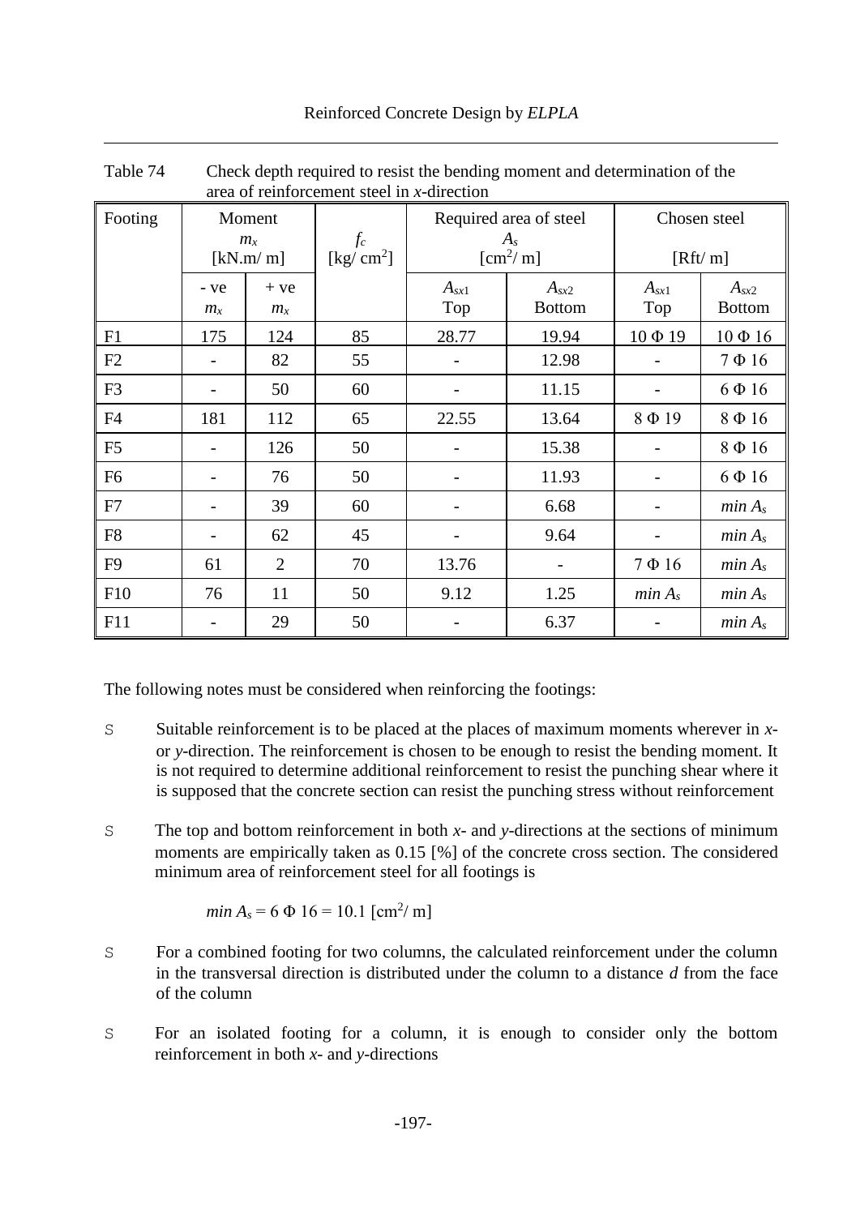Table 74 Check depth required to resist the bending moment and determination of the area of reinforcement steel in $x$-direction

| Footing | Moment $m_x$ [kN.m/ m] | | $f_c$ [kg/ cm$^2$] | Required area of steel $A_s$ [cm$^2$/ m] | | Chosen steel [Rft/ m] | |
|---|---|---|---|---|---|---|---|
| | - ve $m_x$ | + ve $m_x$ | | $A_{sx1}$ Top | $A_{sx2}$ Bottom | $A_{sx1}$ Top | $A_{sx2}$ Bottom |
| F1 | 175 | 124 | 85 | 28.77 | 19.94 | 10 Φ 19 | 10 Φ 16 |
| F2 | - | 82 | 55 | - | 12.98 | - | 7 Φ 16 |
| F3 | - | 50 | 60 | - | 11.15 | - | 6 Φ 16 |
| F4 | 181 | 112 | 65 | 22.55 | 13.64 | 8 Φ 19 | 8 Φ 16 |
| F5 | - | 126 | 50 | - | 15.38 | - | 8 Φ 16 |
| F6 | - | 76 | 50 | - | 11.93 | - | 6 Φ 16 |
| F7 | - | 39 | 60 | - | 6.68 | - | $min\ A_s$ |
| F8 | - | 62 | 45 | - | 9.64 | - | $min\ A_s$ |
| F9 | 61 | 2 | 70 | 13.76 | - | 7 Φ 16 | $min\ A_s$ |
| F10 | 76 | 11 | 50 | 9.12 | 1.25 | $min\ A_s$ | $min\ A_s$ |
| F11 | - | 29 | 50 | - | 6.37 | - | $min\ A_s$ |

The following notes must be considered when reinforcing the footings:

- Suitable reinforcement is to be placed at the places of maximum moments wherever in $x$- or $y$-direction. The reinforcement is chosen to be enough to resist the bending moment. It is not required to determine additional reinforcement to resist the punching shear where it is supposed that the concrete section can resist the punching stress without reinforcement

- The top and bottom reinforcement in both $x$- and $y$-directions at the sections of minimum moments are empirically taken as 0.15 [%] of the concrete cross section. The considered minimum area of reinforcement steel for all footings is

  $min\ A_s$ = 6 Φ 16 = 10.1 [cm$^2$/ m]

- For a combined footing for two columns, the calculated reinforcement under the column in the transversal direction is distributed under the column to a distance $d$ from the face of the column

- For an isolated footing for a column, it is enough to consider only the bottom reinforcement in both $x$- and $y$-directions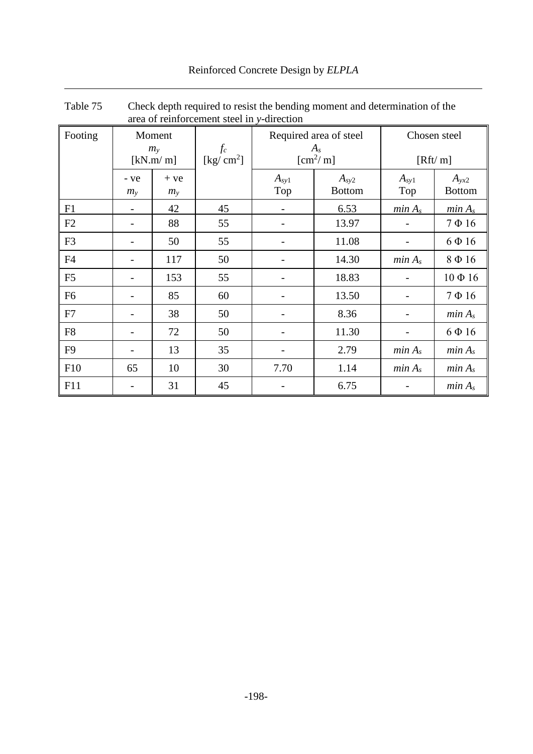Table 75 Check depth required to resist the bending moment and determination of the area of reinforcement steel in $y$-direction

| Footing | Moment $m_y$ [kN.m/ m] | | $f_c$ [kg/ cm$^2$] | Required area of steel $A_s$ [cm$^2$/ m] | | Chosen steel [Rft/ m] | |
|---|---|---|---|---|---|---|---|
| | - ve $m_y$ | + ve $m_y$ | | $A_{sy1}$ Top | $A_{sy2}$ Bottom | $A_{sy1}$ Top | $A_{yx2}$ Bottom |
| F1 | - | 42 | 45 | - | 6.53 | *min* $A_s$ | *min* $A_s$ |
| F2 | - | 88 | 55 | - | 13.97 | - | 7 Φ 16 |
| F3 | - | 50 | 55 | - | 11.08 | - | 6 Φ 16 |
| F4 | - | 117 | 50 | - | 14.30 | *min* $A_s$ | 8 Φ 16 |
| F5 | - | 153 | 55 | - | 18.83 | - | 10 Φ 16 |
| F6 | - | 85 | 60 | - | 13.50 | - | 7 Φ 16 |
| F7 | - | 38 | 50 | - | 8.36 | - | *min* $A_s$ |
| F8 | - | 72 | 50 | - | 11.30 | - | 6 Φ 16 |
| F9 | - | 13 | 35 | - | 2.79 | *min* $A_s$ | *min* $A_s$ |
| F10 | 65 | 10 | 30 | 7.70 | 1.14 | *min* $A_s$ | *min* $A_s$ |
| F11 | - | 31 | 45 | - | 6.75 | - | *min* $A_s$ |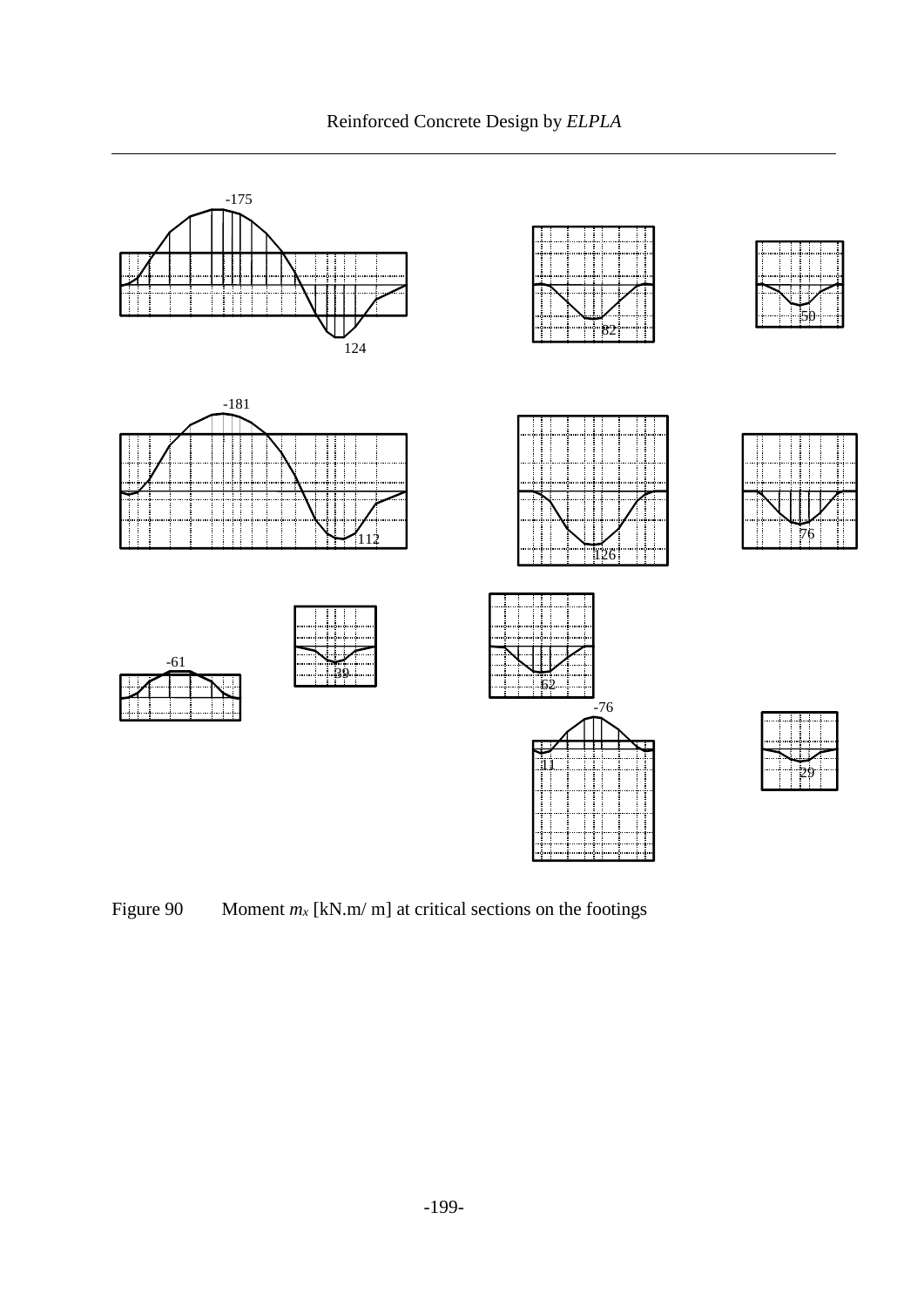Figure 90 Moment $m_x$ [kN.m/ m] at critical sections on the footings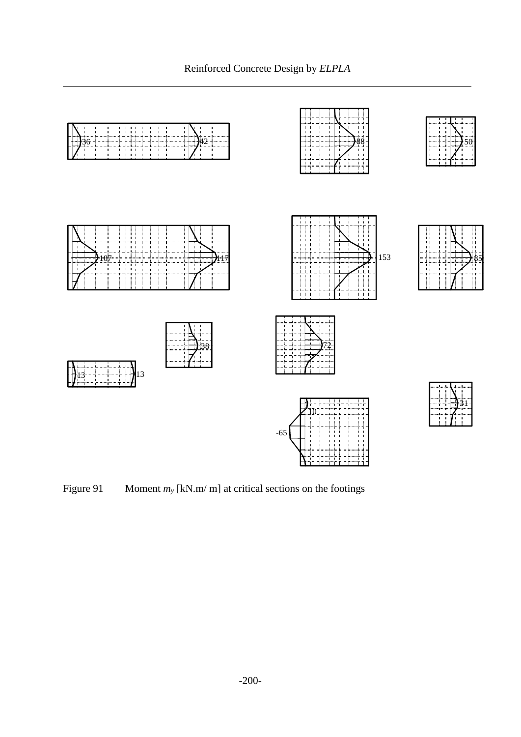Figure 91 Moment $m_y$ [kN.m/ m] at critical sections on the footings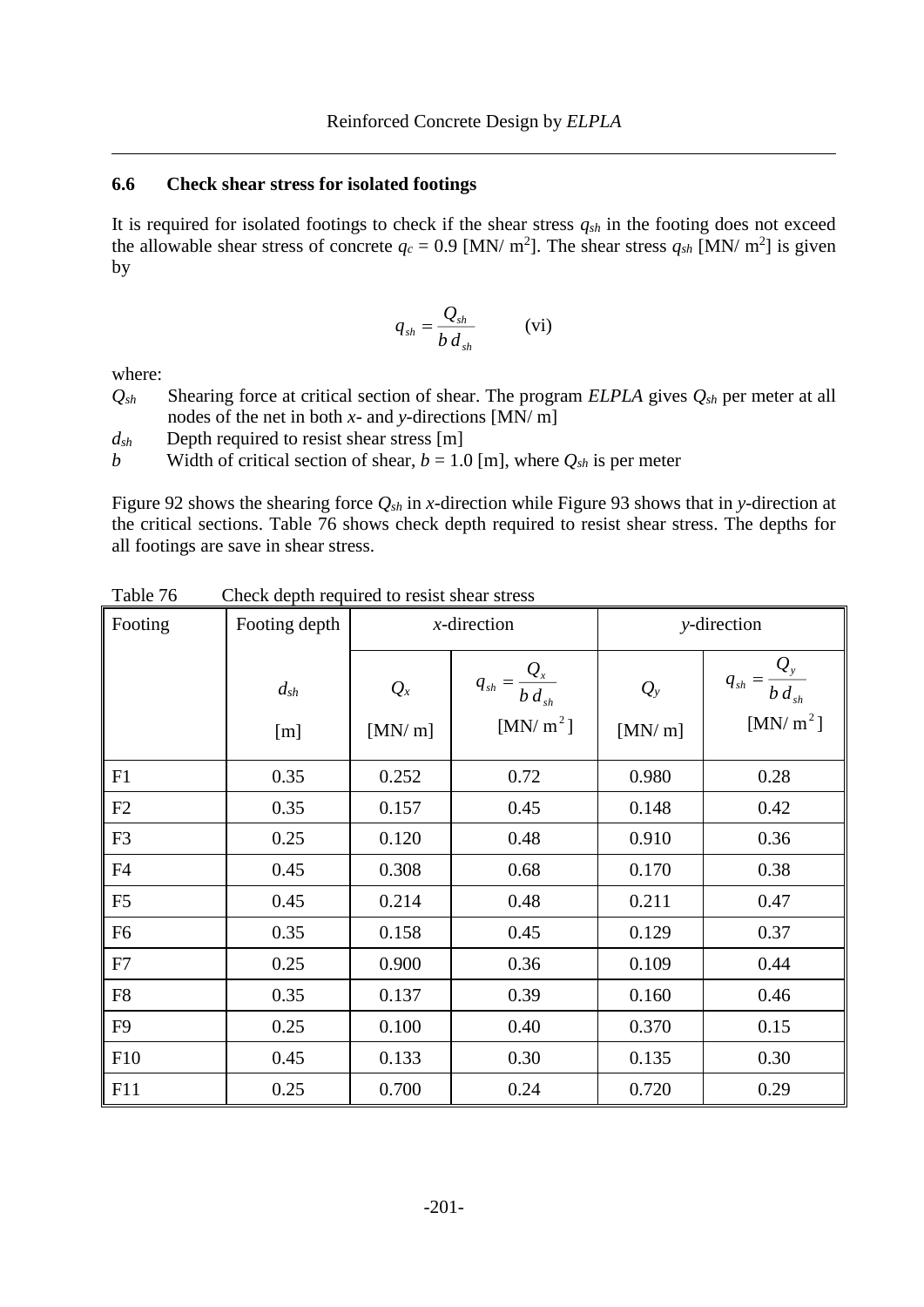### 6.6 Check shear stress for isolated footings

It is required for isolated footings to check if the shear stress $q_{sh}$ in the footing does not exceed the allowable shear stress of concrete $q_c$ = 0.9 [MN/ m$^2$]. The shear stress $q_{sh}$ [MN/ m$^2$] is given by

$$q_{sh} = \frac{Q_{sh}}{b\, d_{sh}} \qquad \text{(vi)}$$

where:

$Q_{sh}$ Shearing force at critical section of shear. The program *ELPLA* gives $Q_{sh}$ per meter at all nodes of the net in both *x*- and *y*-directions [MN/ m]

$d_{sh}$ Depth required to resist shear stress [m]

$b$ Width of critical section of shear, $b$ = 1.0 [m], where $Q_{sh}$ is per meter

Figure 92 shows the shearing force $Q_{sh}$ in *x*-direction while Figure 93 shows that in *y*-direction at the critical sections. Table 76 shows check depth required to resist shear stress. The depths for all footings are save in shear stress.

Table 76 Check depth required to resist shear stress

| Footing | Footing depth | *x*-direction | | *y*-direction | |
|---|---|---|---|---|---|
| | $d_{sh}$ [m] | $Q_x$ [MN/ m] | $q_{sh} = \frac{Q_x}{b\, d_{sh}}$ [MN/ m$^2$] | $Q_y$ [MN/ m] | $q_{sh} = \frac{Q_y}{b\, d_{sh}}$ [MN/ m$^2$] |
| F1 | 0.35 | 0.252 | 0.72 | 0.980 | 0.28 |
| F2 | 0.35 | 0.157 | 0.45 | 0.148 | 0.42 |
| F3 | 0.25 | 0.120 | 0.48 | 0.910 | 0.36 |
| F4 | 0.45 | 0.308 | 0.68 | 0.170 | 0.38 |
| F5 | 0.45 | 0.214 | 0.48 | 0.211 | 0.47 |
| F6 | 0.35 | 0.158 | 0.45 | 0.129 | 0.37 |
| F7 | 0.25 | 0.900 | 0.36 | 0.109 | 0.44 |
| F8 | 0.35 | 0.137 | 0.39 | 0.160 | 0.46 |
| F9 | 0.25 | 0.100 | 0.40 | 0.370 | 0.15 |
| F10 | 0.45 | 0.133 | 0.30 | 0.135 | 0.30 |
| F11 | 0.25 | 0.700 | 0.24 | 0.720 | 0.29 |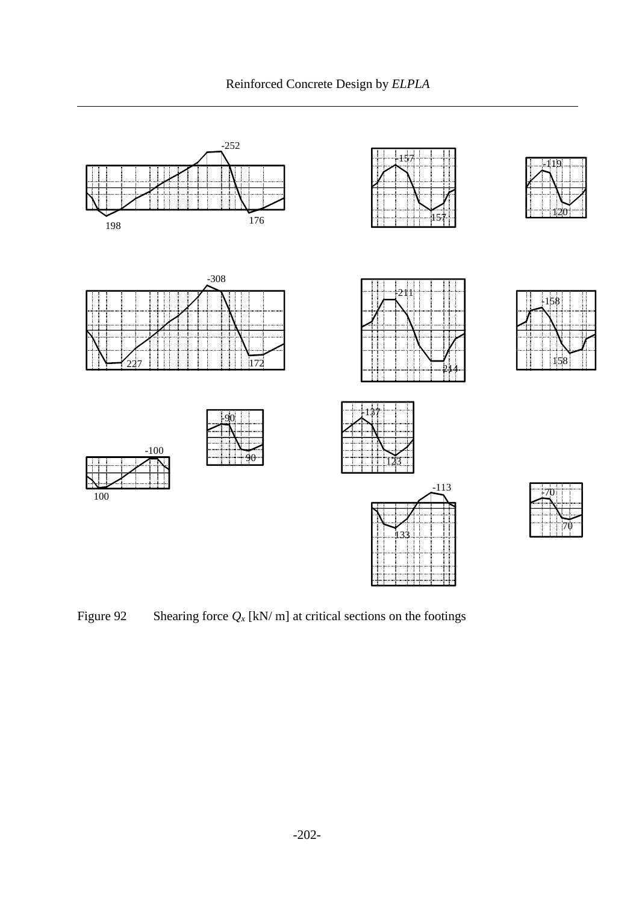Figure 92 Shearing force $Q_x$ [kN/ m] at critical sections on the footings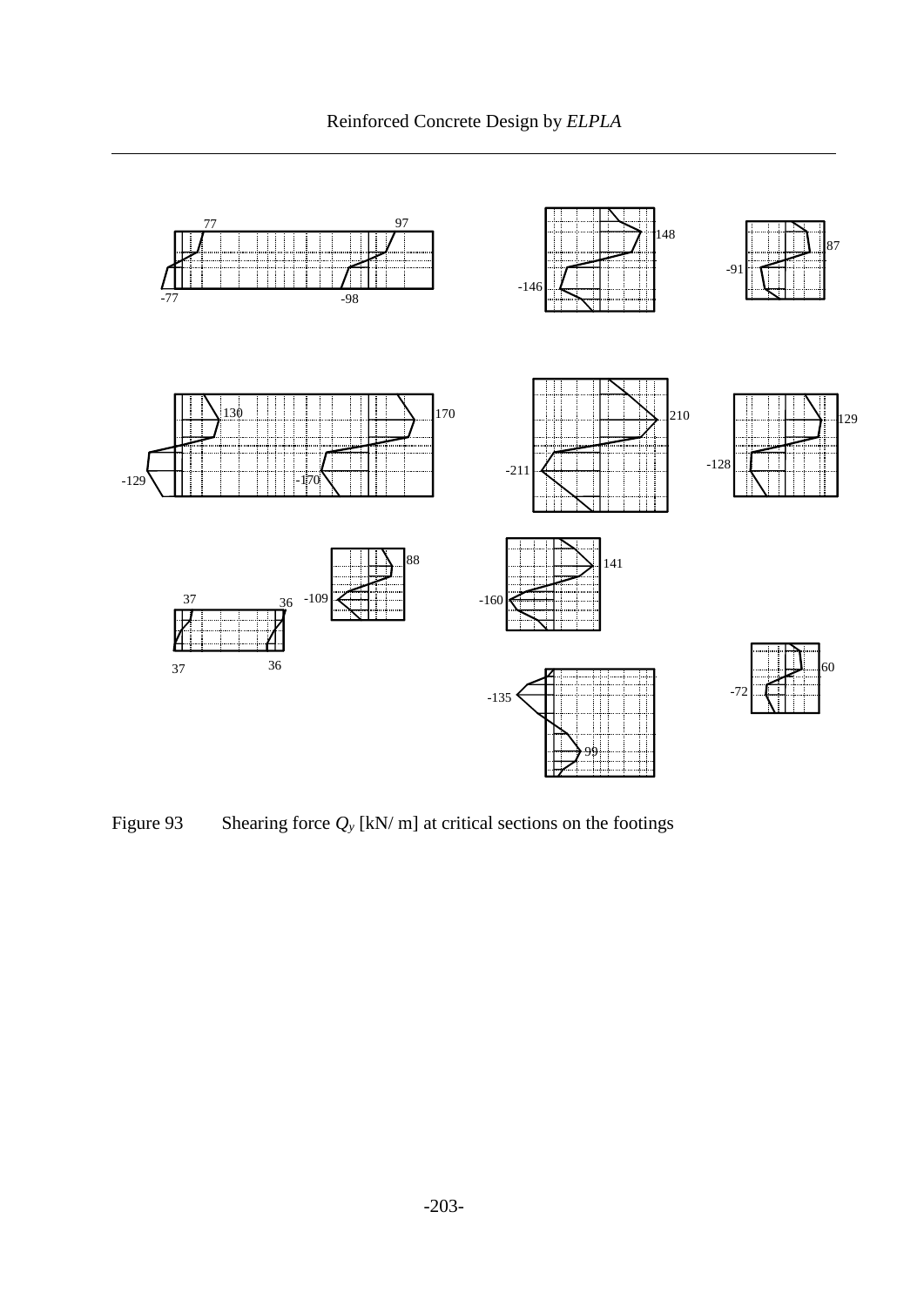Figure 93 Shearing force $Q_y$ [kN/ m] at critical sections on the footings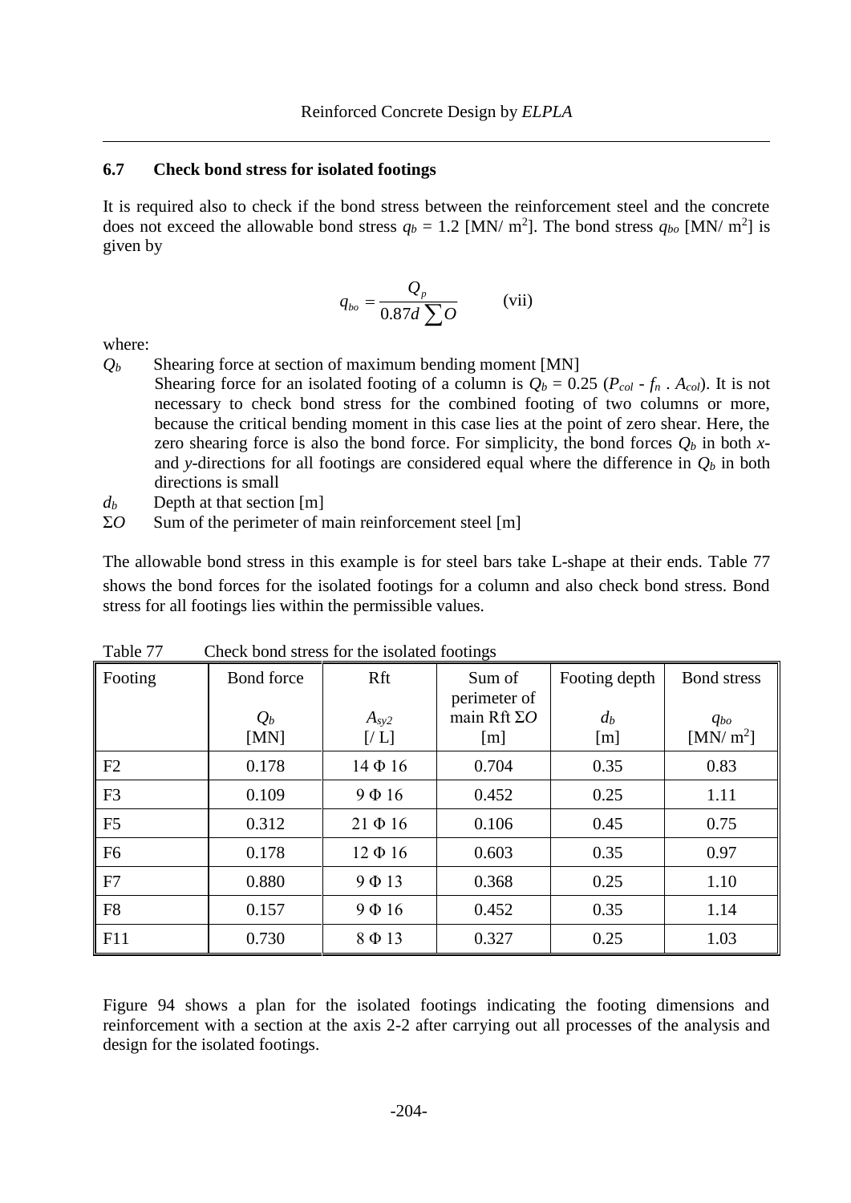### 6.7 Check bond stress for isolated footings

It is required also to check if the bond stress between the reinforcement steel and the concrete does not exceed the allowable bond stress $q_b$ = 1.2 [MN/ m$^2$]. The bond stress $q_{bo}$ [MN/ m$^2$] is given by

$$q_{bo} = \frac{Q_p}{0.87d \sum O} \qquad \text{(vii)}$$

where:

$Q_b$ Shearing force at section of maximum bending moment [MN]
Shearing force for an isolated footing of a column is $Q_b = 0.25\ (P_{col} - f_n\ .\ A_{col})$. It is not necessary to check bond stress for the combined footing of two columns or more, because the critical bending moment in this case lies at the point of zero shear. Here, the zero shearing force is also the bond force. For simplicity, the bond forces $Q_b$ in both $x$- and $y$-directions for all footings are considered equal where the difference in $Q_b$ in both directions is small

$d_b$ Depth at that section [m]

$\Sigma O$ Sum of the perimeter of main reinforcement steel [m]

The allowable bond stress in this example is for steel bars take L-shape at their ends. Table 77 shows the bond forces for the isolated footings for a column and also check bond stress. Bond stress for all footings lies within the permissible values.

Table 77 Check bond stress for the isolated footings

| Footing | Bond force<br>$Q_b$<br>[MN] | Rft<br>$A_{sy2}$<br>[/ L] | Sum of perimeter of main Rft $\Sigma O$<br>[m] | Footing depth<br>$d_b$<br>[m] | Bond stress<br>$q_{bo}$<br>[MN/ m$^2$] |
|---|---|---|---|---|---|
| F2 | 0.178 | 14 Φ 16 | 0.704 | 0.35 | 0.83 |
| F3 | 0.109 | 9 Φ 16 | 0.452 | 0.25 | 1.11 |
| F5 | 0.312 | 21 Φ 16 | 0.106 | 0.45 | 0.75 |
| F6 | 0.178 | 12 Φ 16 | 0.603 | 0.35 | 0.97 |
| F7 | 0.880 | 9 Φ 13 | 0.368 | 0.25 | 1.10 |
| F8 | 0.157 | 9 Φ 16 | 0.452 | 0.35 | 1.14 |
| F11 | 0.730 | 8 Φ 13 | 0.327 | 0.25 | 1.03 |

Figure 94 shows a plan for the isolated footings indicating the footing dimensions and reinforcement with a section at the axis 2-2 after carrying out all processes of the analysis and design for the isolated footings.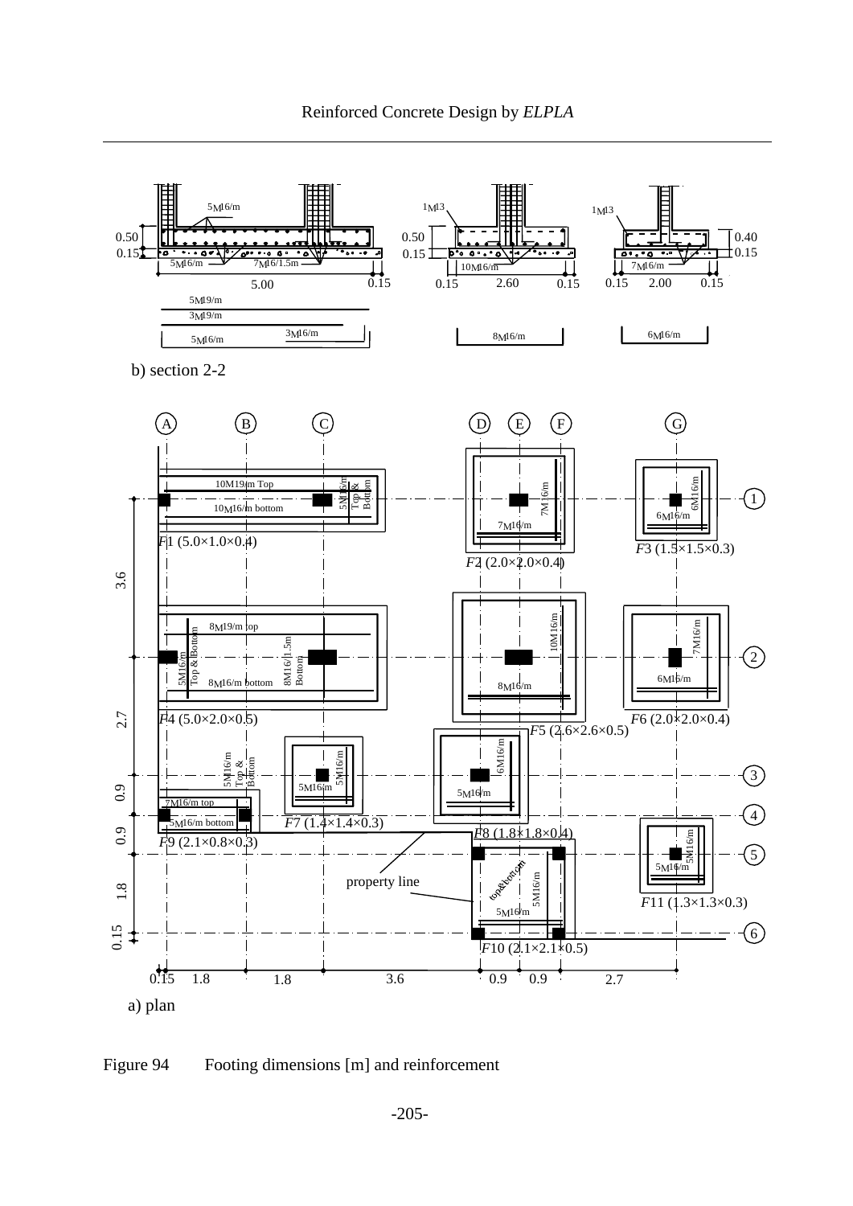Figure 94 Footing dimensions [m] and reinforcement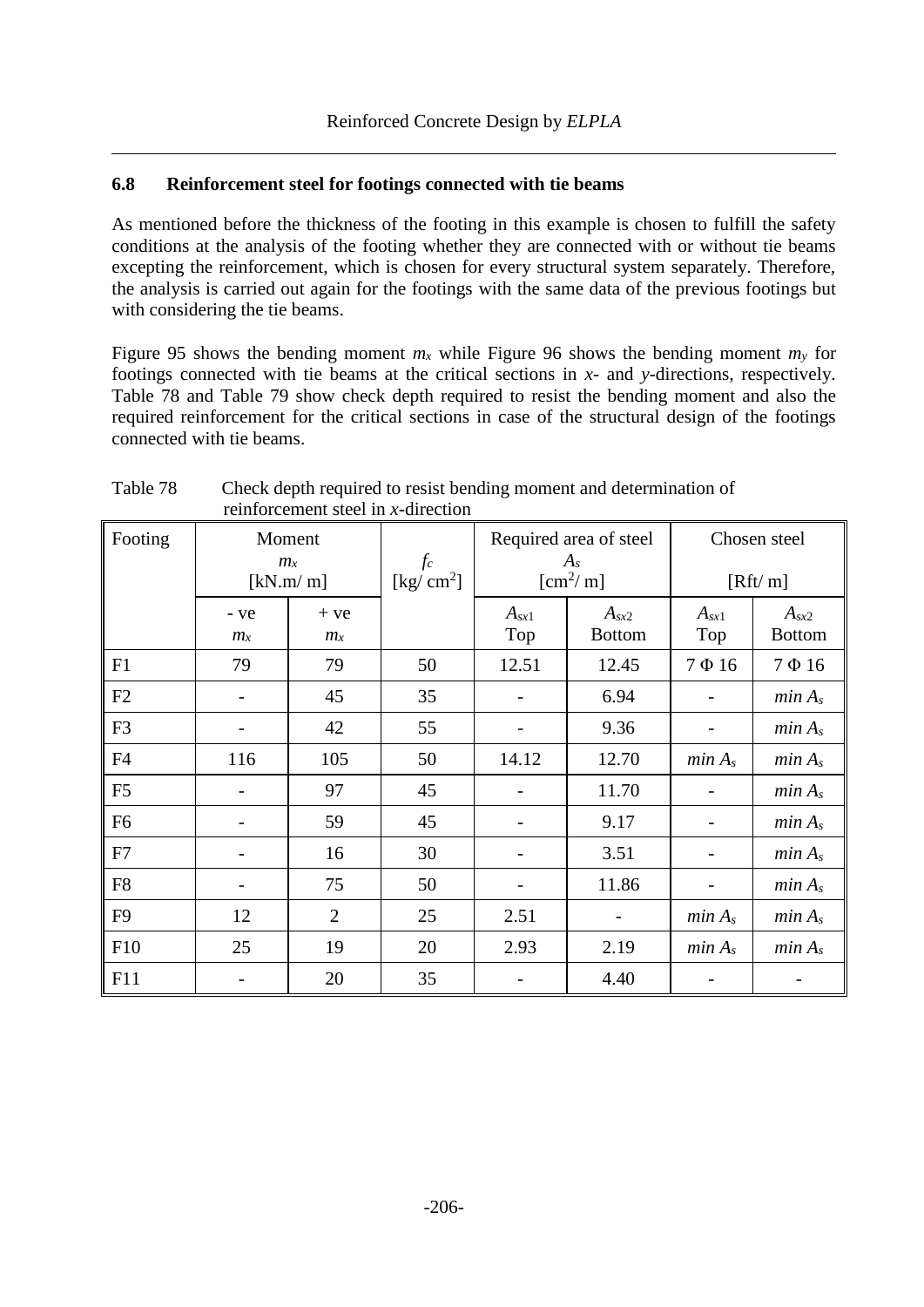## 6.8 Reinforcement steel for footings connected with tie beams

As mentioned before the thickness of the footing in this example is chosen to fulfill the safety conditions at the analysis of the footing whether they are connected with or without tie beams excepting the reinforcement, which is chosen for every structural system separately. Therefore, the analysis is carried out again for the footings with the same data of the previous footings but with considering the tie beams.

Figure 95 shows the bending moment $m_x$ while Figure 96 shows the bending moment $m_y$ for footings connected with tie beams at the critical sections in *x*- and *y*-directions, respectively. Table 78 and Table 79 show check depth required to resist the bending moment and also the required reinforcement for the critical sections in case of the structural design of the footings connected with tie beams.

Table 78 Check depth required to resist bending moment and determination of reinforcement steel in *x*-direction

| Footing | Moment $m_x$ [kN.m/ m] | | $f_c$ [kg/ cm$^2$] | Required area of steel $A_s$ [cm$^2$/ m] | | Chosen steel [Rft/ m] | |
|---|---|---|---|---|---|---|---|
| | - ve $m_x$ | + ve $m_x$ | | $A_{sx1}$ Top | $A_{sx2}$ Bottom | $A_{sx1}$ Top | $A_{sx2}$ Bottom |
| F1 | 79 | 79 | 50 | 12.51 | 12.45 | 7 Φ 16 | 7 Φ 16 |
| F2 | - | 45 | 35 | - | 6.94 | - | $min\ A_s$ |
| F3 | - | 42 | 55 | - | 9.36 | - | $min\ A_s$ |
| F4 | 116 | 105 | 50 | 14.12 | 12.70 | $min\ A_s$ | $min\ A_s$ |
| F5 | - | 97 | 45 | - | 11.70 | - | $min\ A_s$ |
| F6 | - | 59 | 45 | - | 9.17 | - | $min\ A_s$ |
| F7 | - | 16 | 30 | - | 3.51 | - | $min\ A_s$ |
| F8 | - | 75 | 50 | - | 11.86 | - | $min\ A_s$ |
| F9 | 12 | 2 | 25 | 2.51 | - | $min\ A_s$ | $min\ A_s$ |
| F10 | 25 | 19 | 20 | 2.93 | 2.19 | $min\ A_s$ | $min\ A_s$ |
| F11 | - | 20 | 35 | - | 4.40 | - | - |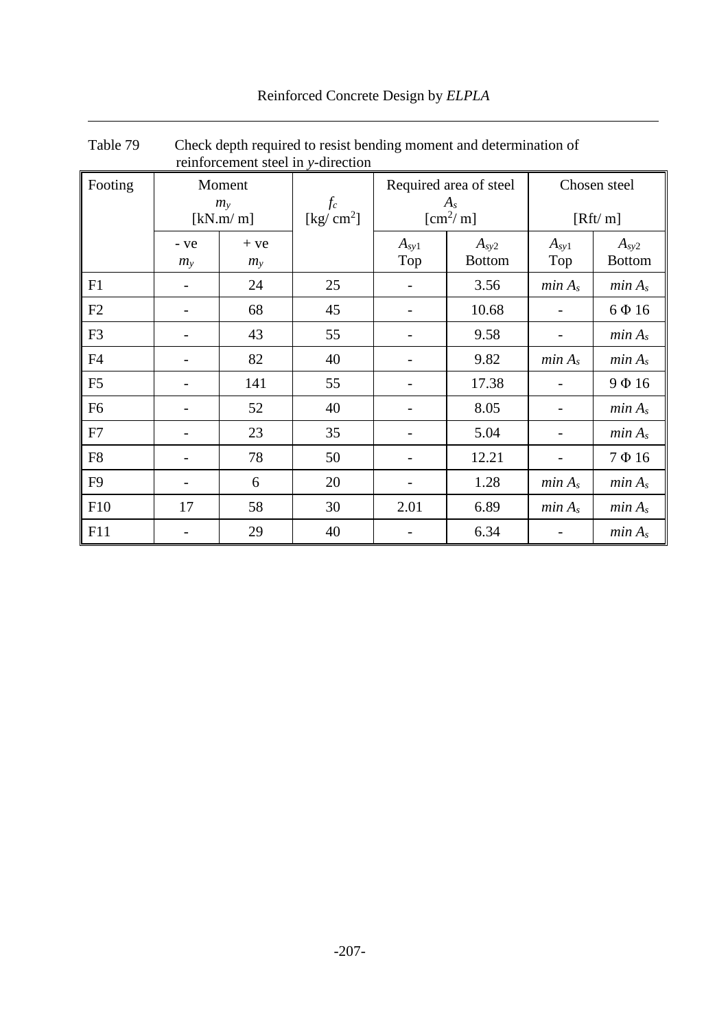Table 79 Check depth required to resist bending moment and determination of reinforcement steel in $y$-direction

| Footing | Moment $m_y$ [kN.m/ m] | | $f_c$ [kg/ cm$^2$] | Required area of steel $A_s$ [cm$^2$/ m] | | Chosen steel [Rft/ m] | |
|---|---|---|---|---|---|---|---|
| | - ve $m_y$ | + ve $m_y$ | | $A_{sy1}$ Top | $A_{sy2}$ Bottom | $A_{sy1}$ Top | $A_{sy2}$ Bottom |
| F1 | - | 24 | 25 | - | 3.56 | $min\ A_s$ | $min\ A_s$ |
| F2 | - | 68 | 45 | - | 10.68 | - | 6 Φ 16 |
| F3 | - | 43 | 55 | - | 9.58 | - | $min\ A_s$ |
| F4 | - | 82 | 40 | - | 9.82 | $min\ A_s$ | $min\ A_s$ |
| F5 | - | 141 | 55 | - | 17.38 | - | 9 Φ 16 |
| F6 | - | 52 | 40 | - | 8.05 | - | $min\ A_s$ |
| F7 | - | 23 | 35 | - | 5.04 | - | $min\ A_s$ |
| F8 | - | 78 | 50 | - | 12.21 | - | 7 Φ 16 |
| F9 | - | 6 | 20 | - | 1.28 | $min\ A_s$ | $min\ A_s$ |
| F10 | 17 | 58 | 30 | 2.01 | 6.89 | $min\ A_s$ | $min\ A_s$ |
| F11 | - | 29 | 40 | - | 6.34 | - | $min\ A_s$ |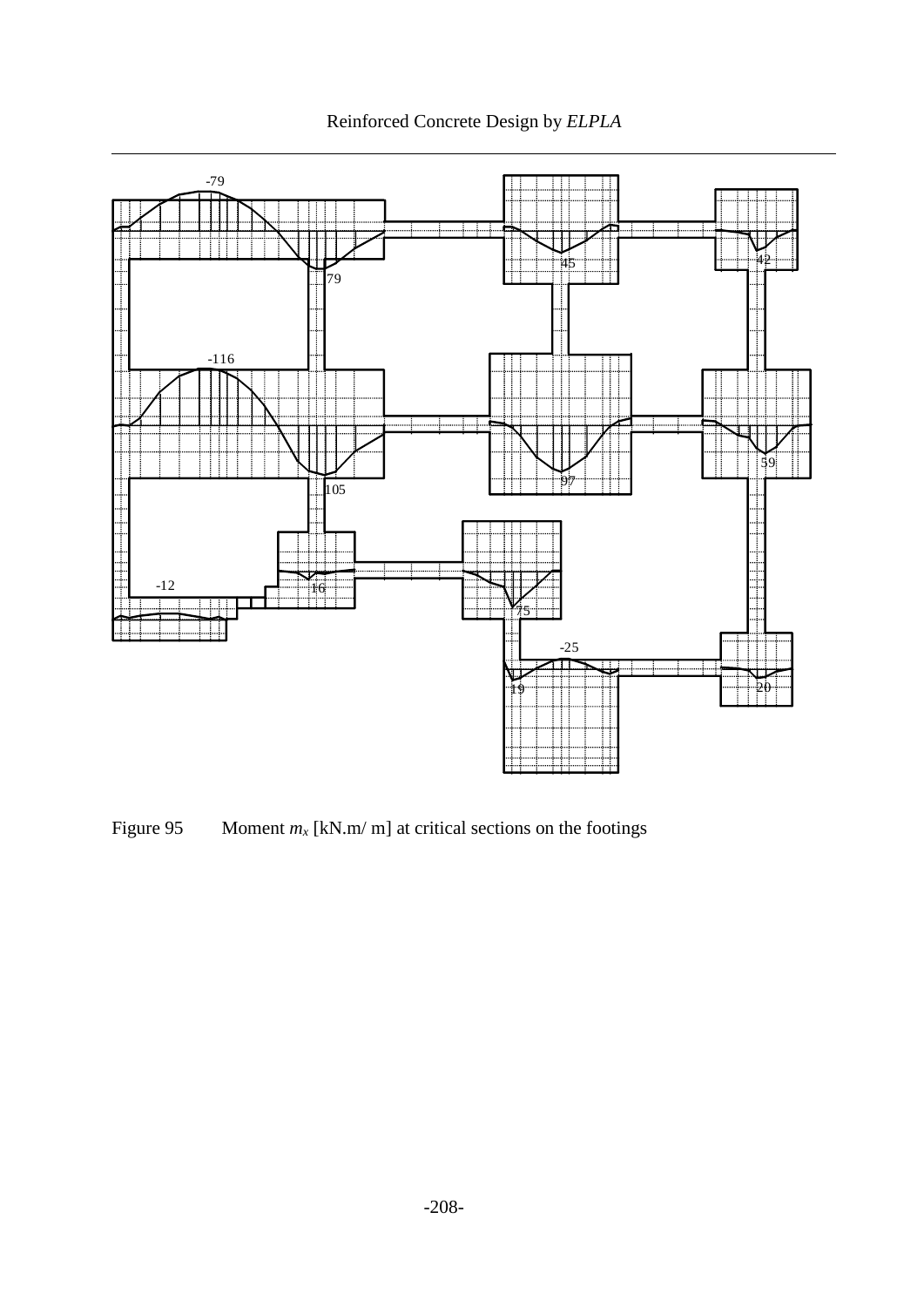Figure 95 Moment $m_x$ [kN.m/ m] at critical sections on the footings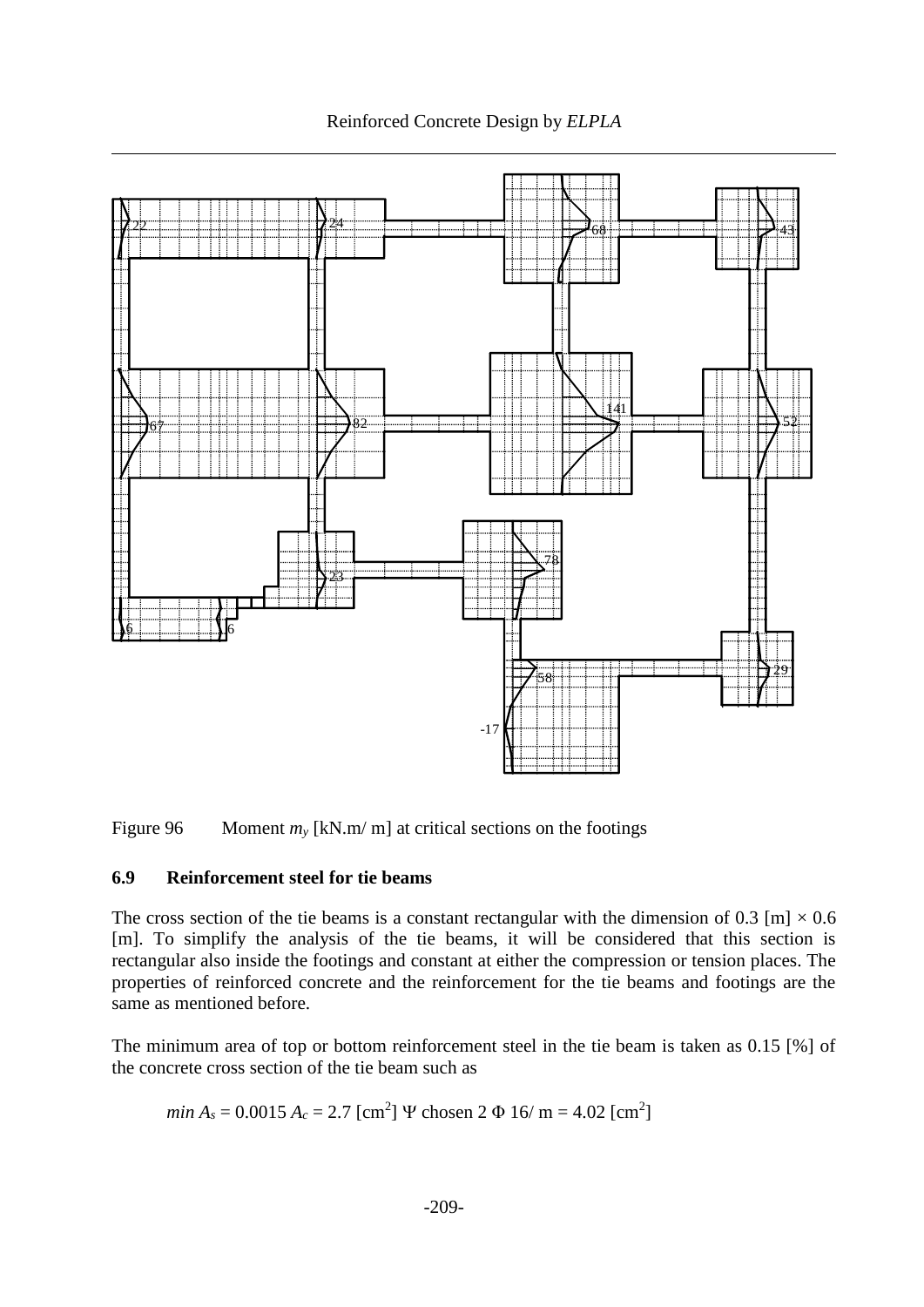Figure 96 Moment $m_y$ [kN.m/ m] at critical sections on the footings

## 6.9 Reinforcement steel for tie beams

The cross section of the tie beams is a constant rectangular with the dimension of 0.3 [m] × 0.6 [m]. To simplify the analysis of the tie beams, it will be considered that this section is rectangular also inside the footings and constant at either the compression or tension places. The properties of reinforced concrete and the reinforcement for the tie beams and footings are the same as mentioned before.

The minimum area of top or bottom reinforcement steel in the tie beam is taken as 0.15 [%] of the concrete cross section of the tie beam such as

$min\ A_s = 0.0015\ A_c = 2.7$ [cm$^2$] Ψ chosen 2 Φ 16/ m = 4.02 [cm$^2$]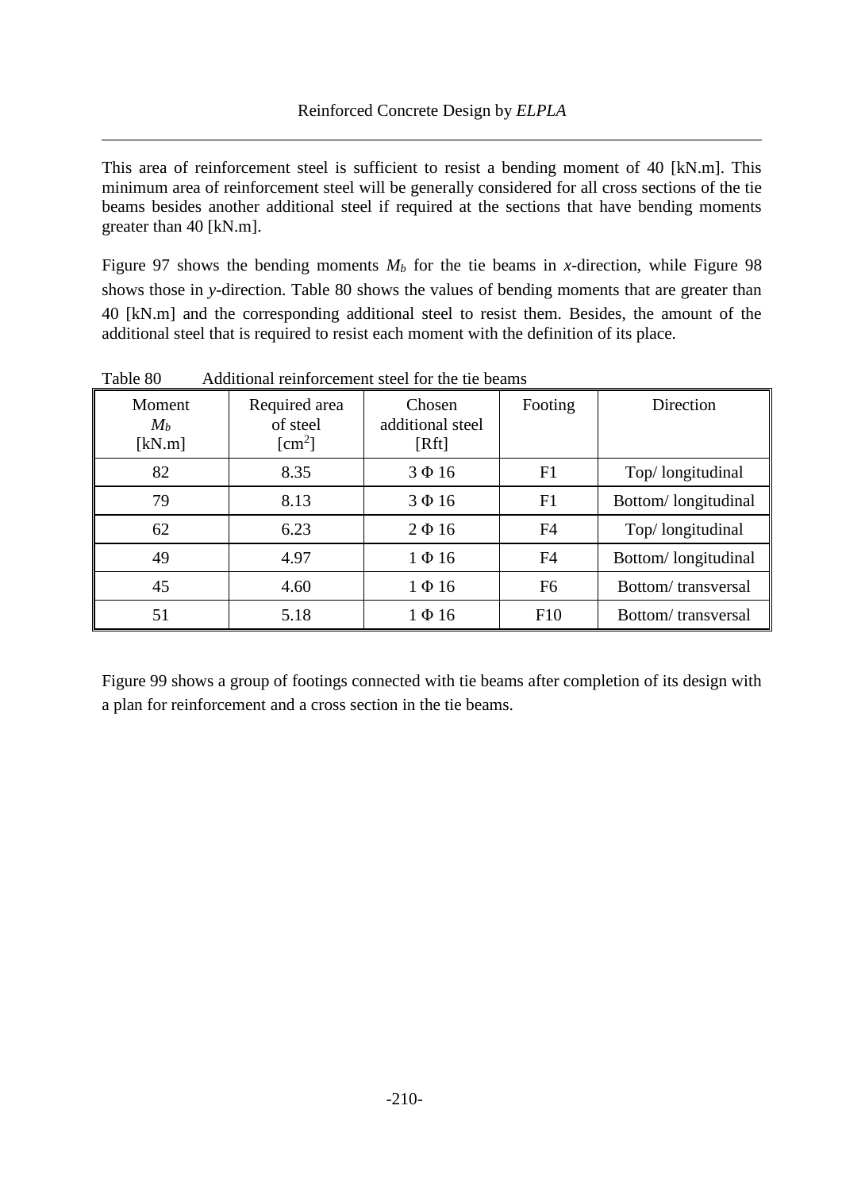This area of reinforcement steel is sufficient to resist a bending moment of 40 [kN.m]. This minimum area of reinforcement steel will be generally considered for all cross sections of the tie beams besides another additional steel if required at the sections that have bending moments greater than 40 [kN.m].

Figure 97 shows the bending moments $M_b$ for the tie beams in *x*-direction, while Figure 98 shows those in *y*-direction. Table 80 shows the values of bending moments that are greater than 40 [kN.m] and the corresponding additional steel to resist them. Besides, the amount of the additional steel that is required to resist each moment with the definition of its place.

Table 80 Additional reinforcement steel for the tie beams

| Moment $M_b$ [kN.m] | Required area of steel [cm$^2$] | Chosen additional steel [Rft] | Footing | Direction |
|---|---|---|---|---|
| 82 | 8.35 | 3 Φ 16 | F1 | Top/ longitudinal |
| 79 | 8.13 | 3 Φ 16 | F1 | Bottom/ longitudinal |
| 62 | 6.23 | 2 Φ 16 | F4 | Top/ longitudinal |
| 49 | 4.97 | 1 Φ 16 | F4 | Bottom/ longitudinal |
| 45 | 4.60 | 1 Φ 16 | F6 | Bottom/ transversal |
| 51 | 5.18 | 1 Φ 16 | F10 | Bottom/ transversal |

Figure 99 shows a group of footings connected with tie beams after completion of its design with a plan for reinforcement and a cross section in the tie beams.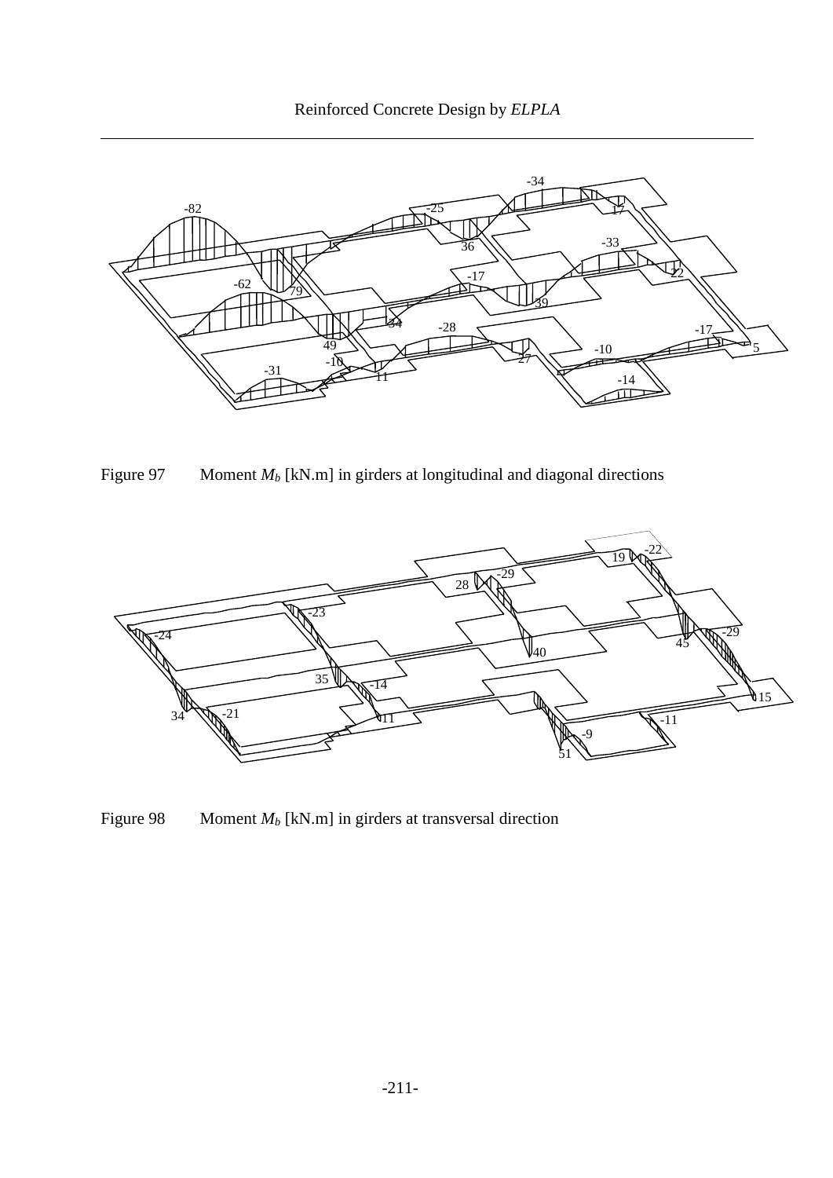Figure 97 Moment $M_b$ [kN.m] in girders at longitudinal and diagonal directions

Figure 98 Moment $M_b$ [kN.m] in girders at transversal direction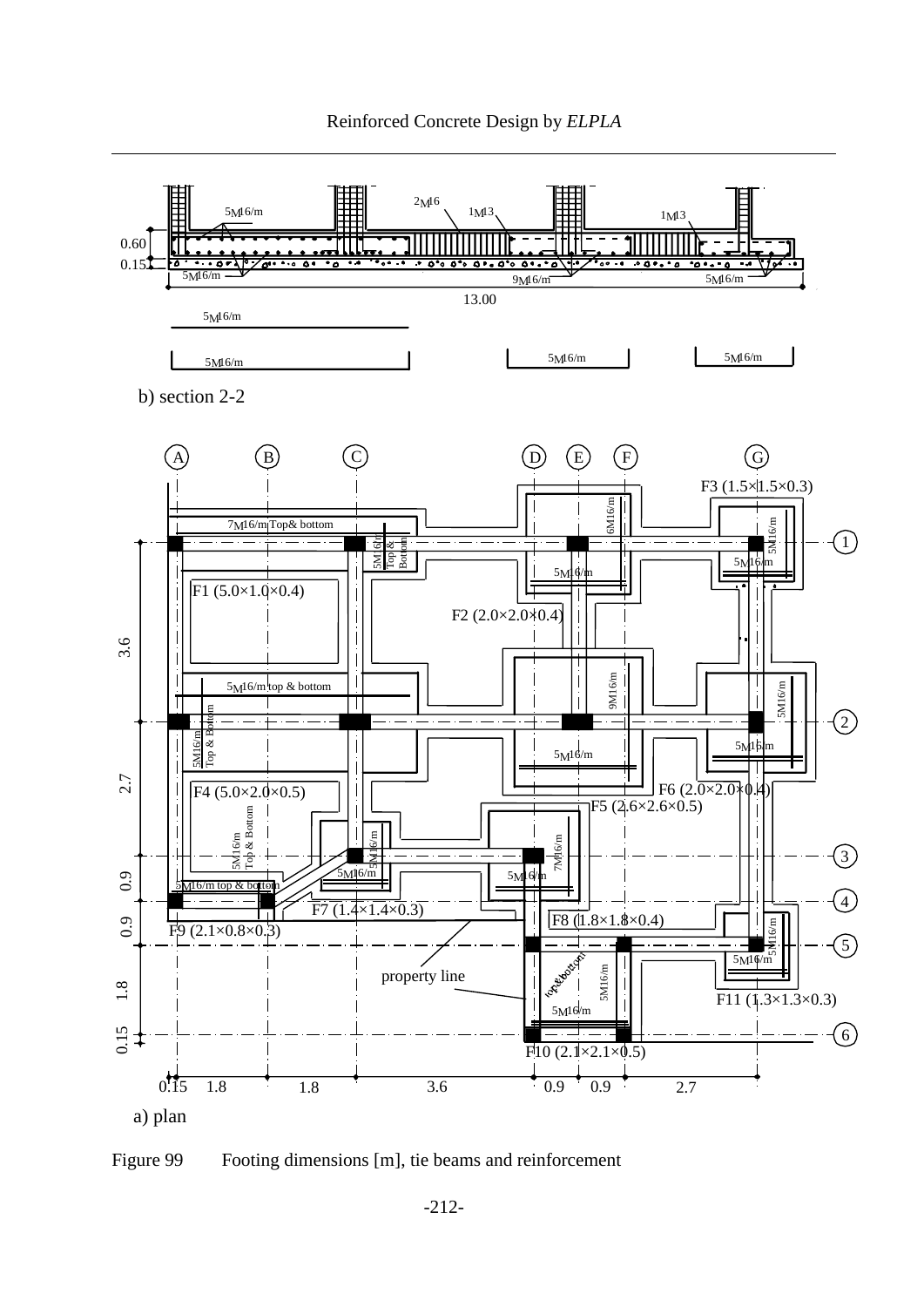b) section 2-2

a) plan

Figure 99 Footing dimensions [m], tie beams and reinforcement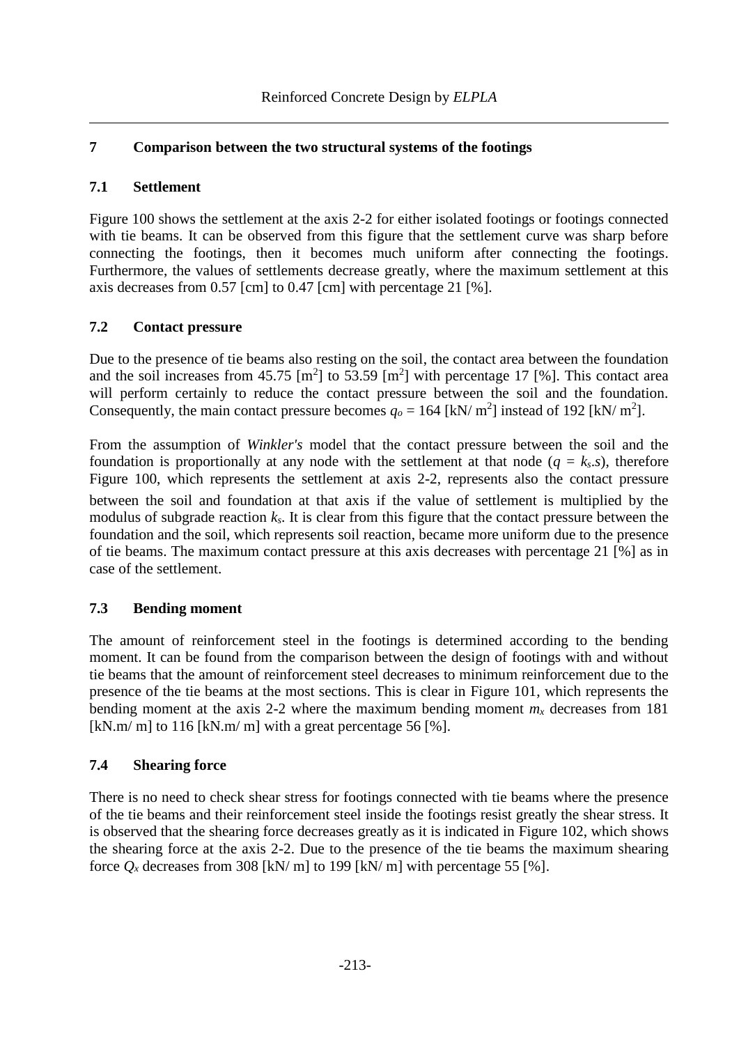## 7 Comparison between the two structural systems of the footings

### 7.1 Settlement

Figure 100 shows the settlement at the axis 2-2 for either isolated footings or footings connected with tie beams. It can be observed from this figure that the settlement curve was sharp before connecting the footings, then it becomes much uniform after connecting the footings. Furthermore, the values of settlements decrease greatly, where the maximum settlement at this axis decreases from 0.57 [cm] to 0.47 [cm] with percentage 21 [%].

### 7.2 Contact pressure

Due to the presence of tie beams also resting on the soil, the contact area between the foundation and the soil increases from 45.75 [$m^2$] to 53.59 [$m^2$] with percentage 17 [%]. This contact area will perform certainly to reduce the contact pressure between the soil and the foundation. Consequently, the main contact pressure becomes $q_o$ = 164 [kN/ $m^2$] instead of 192 [kN/ $m^2$].

From the assumption of *Winkler's* model that the contact pressure between the soil and the foundation is proportionally at any node with the settlement at that node ($q = k_s.s$), therefore Figure 100, which represents the settlement at axis 2-2, represents also the contact pressure between the soil and foundation at that axis if the value of settlement is multiplied by the modulus of subgrade reaction $k_s$. It is clear from this figure that the contact pressure between the foundation and the soil, which represents soil reaction, became more uniform due to the presence of tie beams. The maximum contact pressure at this axis decreases with percentage 21 [%] as in case of the settlement.

### 7.3 Bending moment

The amount of reinforcement steel in the footings is determined according to the bending moment. It can be found from the comparison between the design of footings with and without tie beams that the amount of reinforcement steel decreases to minimum reinforcement due to the presence of the tie beams at the most sections. This is clear in Figure 101, which represents the bending moment at the axis 2-2 where the maximum bending moment $m_x$ decreases from 181 [kN.m/ m] to 116 [kN.m/ m] with a great percentage 56 [%].

### 7.4 Shearing force

There is no need to check shear stress for footings connected with tie beams where the presence of the tie beams and their reinforcement steel inside the footings resist greatly the shear stress. It is observed that the shearing force decreases greatly as it is indicated in Figure 102, which shows the shearing force at the axis 2-2. Due to the presence of the tie beams the maximum shearing force $Q_x$ decreases from 308 [kN/ m] to 199 [kN/ m] with percentage 55 [%].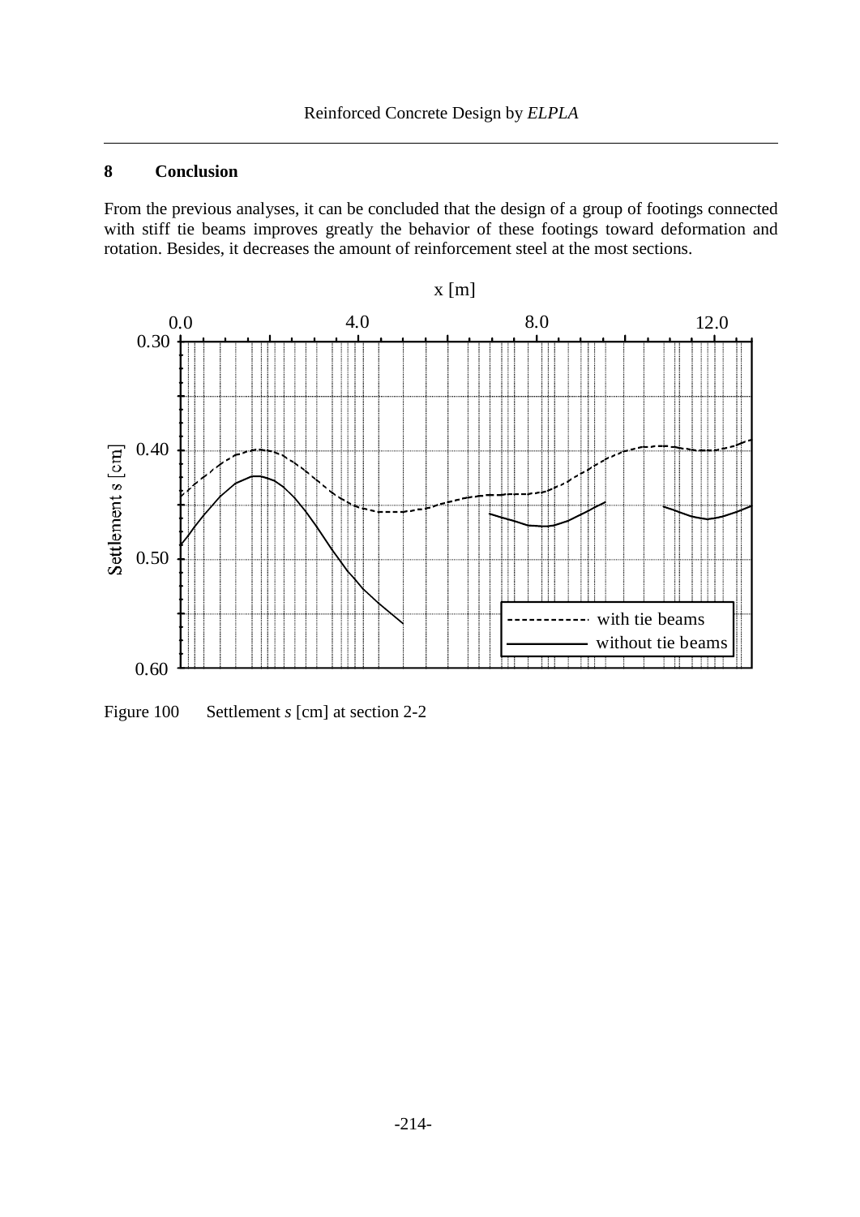## 8 Conclusion

From the previous analyses, it can be concluded that the design of a group of footings connected with stiff tie beams improves greatly the behavior of these footings toward deformation and rotation. Besides, it decreases the amount of reinforcement steel at the most sections.

Figure 100 Settlement *s* [cm] at section 2-2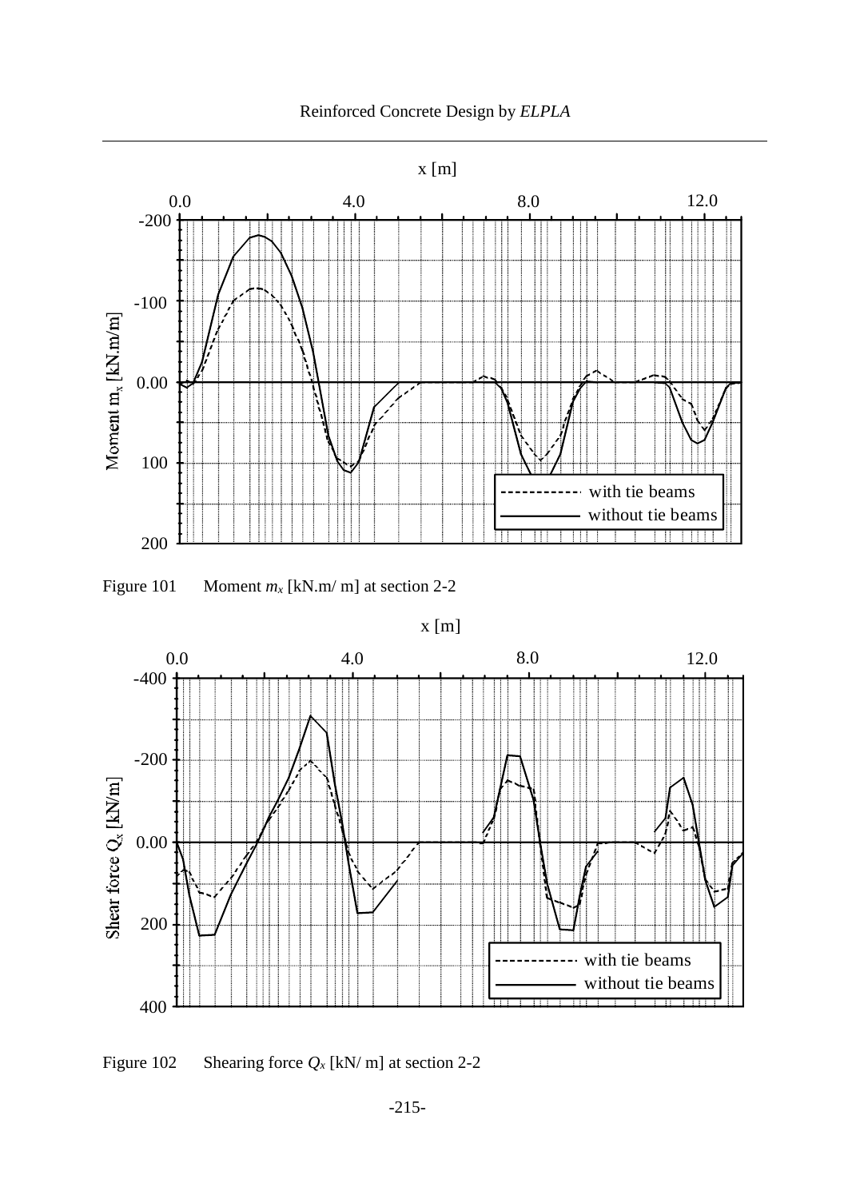x [m]

0.0 4.0 8.0 12.0

-200

-100

0.00

100

200

Moment $m_x$ [kN.m/m]

with tie beams

without tie beams

Figure 101 Moment $m_x$ [kN.m/ m] at section 2-2

x [m]

0.0 4.0 8.0 12.0

-400

-200

0.00

200

400

Shear force $Q_x$ [kN/m]

with tie beams

without tie beams

Figure 102 Shearing force $Q_x$ [kN/ m] at section 2-2